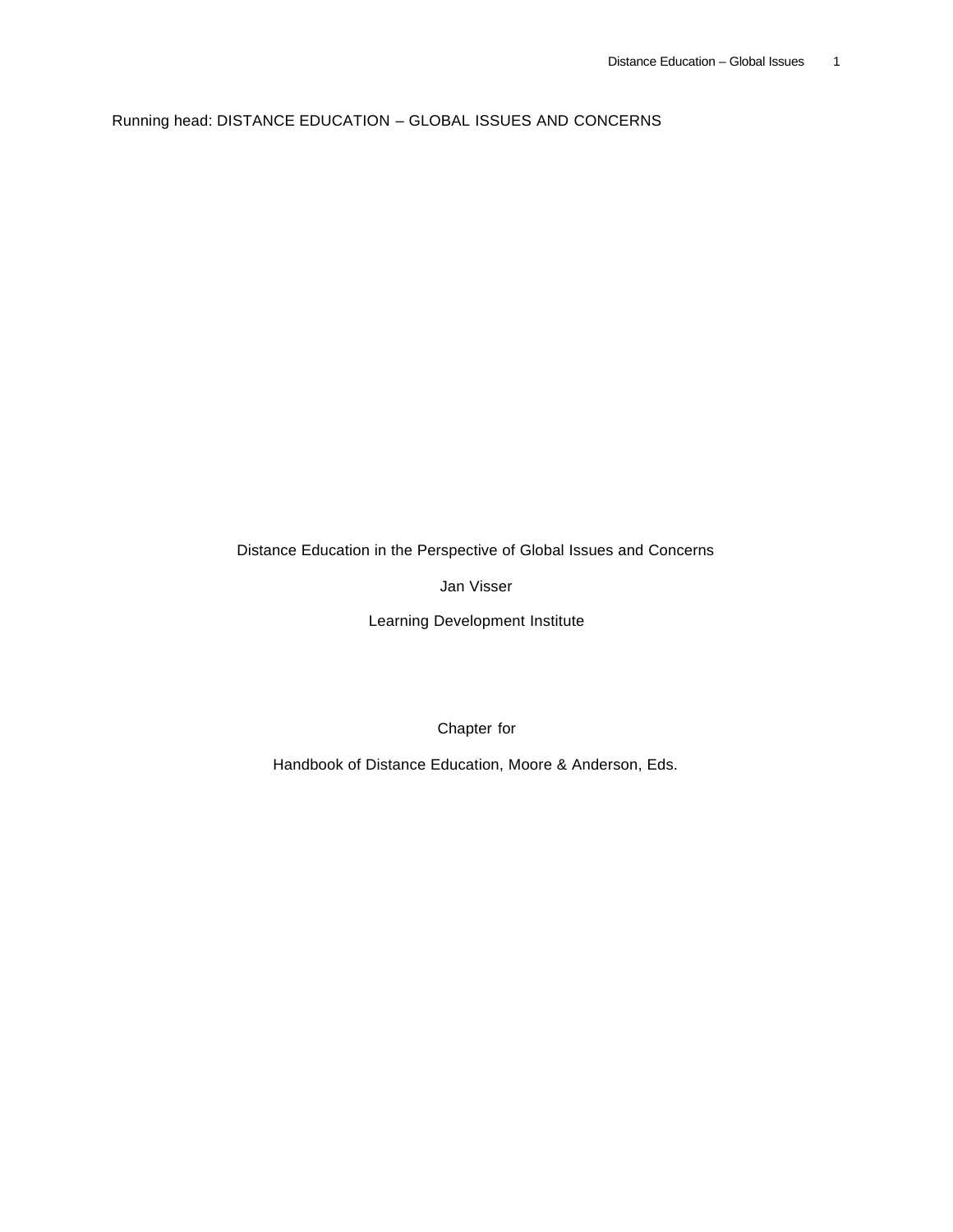Running head: DISTANCE EDUCATION – GLOBAL ISSUES AND CONCERNS

# Distance Education in the Perspective of Global Issues and Concerns

Jan Visser

Learning Development Institute

Chapter for

Handbook of Distance Education, Moore & Anderson, Eds.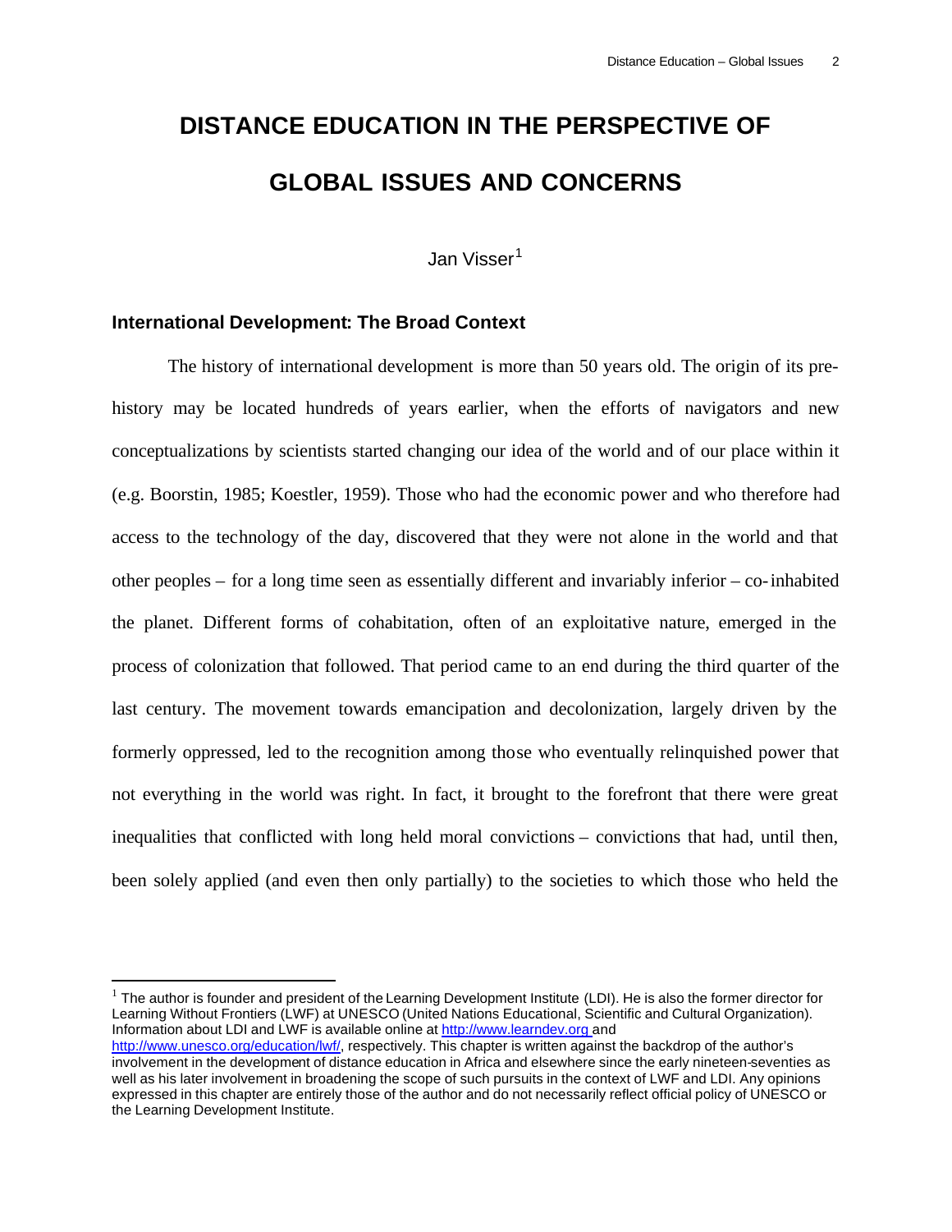# DISTANCE EDUCATION IN THE PERSPECTIVE OF GLOBAL ISSUES AND CONCERNS

Jan Visser[1]

## International Development: The Broad Context

The history of international development is more than 50 years old. The origin of its pre-history may be located hundreds of years earlier, when the efforts of navigators and new conceptualizations by scientists started changing our idea of the world and of our place within it (e.g. Boorstin, 1985; Koestler, 1959). Those who had the economic power and who therefore had access to the technology of the day, discovered that they were not alone in the world and that other peoples – for a long time seen as essentially different and invariably inferior – co-inhabited the planet. Different forms of cohabitation, often of an exploitative nature, emerged in the process of colonization that followed. That period came to an end during the third quarter of the last century. The movement towards emancipation and decolonization, largely driven by the formerly oppressed, led to the recognition among those who eventually relinquished power that not everything in the world was right. In fact, it brought to the forefront that there were great inequalities that conflicted with long held moral convictions – convictions that had, until then, been solely applied (and even then only partially) to the societies to which those who held the

---

[1] The author is founder and president of the Learning Development Institute (LDI). He is also the former director for Learning Without Frontiers (LWF) at UNESCO (United Nations Educational, Scientific and Cultural Organization). Information about LDI and LWF is available online at http://www.learndev.org and http://www.unesco.org/education/lwf/, respectively. This chapter is written against the backdrop of the author's involvement in the development of distance education in Africa and elsewhere since the early nineteen-seventies as well as his later involvement in broadening the scope of such pursuits in the context of LWF and LDI. Any opinions expressed in this chapter are entirely those of the author and do not necessarily reflect official policy of UNESCO or the Learning Development Institute.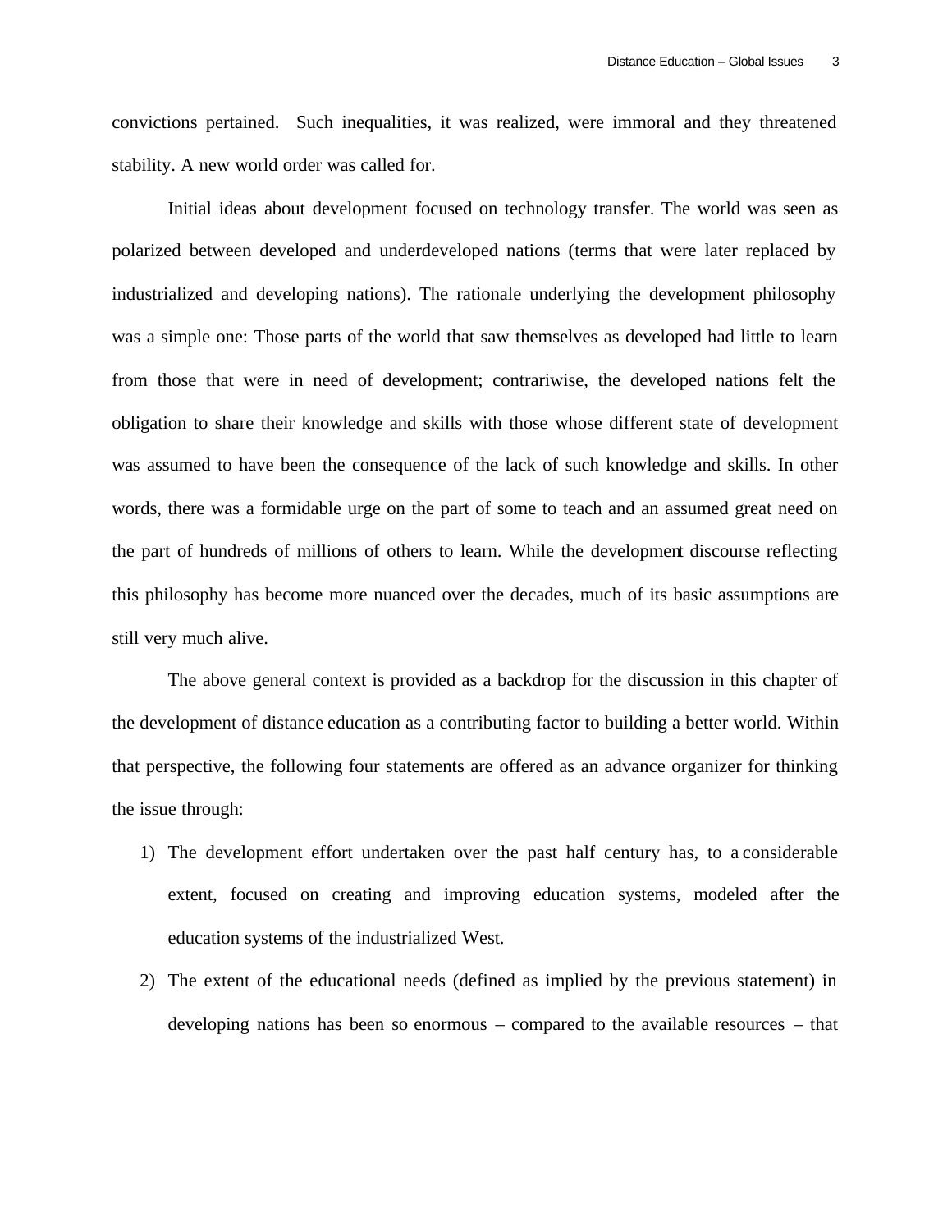convictions pertained. Such inequalities, it was realized, were immoral and they threatened stability. A new world order was called for.

Initial ideas about development focused on technology transfer. The world was seen as polarized between developed and underdeveloped nations (terms that were later replaced by industrialized and developing nations). The rationale underlying the development philosophy was a simple one: Those parts of the world that saw themselves as developed had little to learn from those that were in need of development; contrariwise, the developed nations felt the obligation to share their knowledge and skills with those whose different state of development was assumed to have been the consequence of the lack of such knowledge and skills. In other words, there was a formidable urge on the part of some to teach and an assumed great need on the part of hundreds of millions of others to learn. While the development discourse reflecting this philosophy has become more nuanced over the decades, much of its basic assumptions are still very much alive.

The above general context is provided as a backdrop for the discussion in this chapter of the development of distance education as a contributing factor to building a better world. Within that perspective, the following four statements are offered as an advance organizer for thinking the issue through:

1) The development effort undertaken over the past half century has, to a considerable extent, focused on creating and improving education systems, modeled after the education systems of the industrialized West.
2) The extent of the educational needs (defined as implied by the previous statement) in developing nations has been so enormous – compared to the available resources – that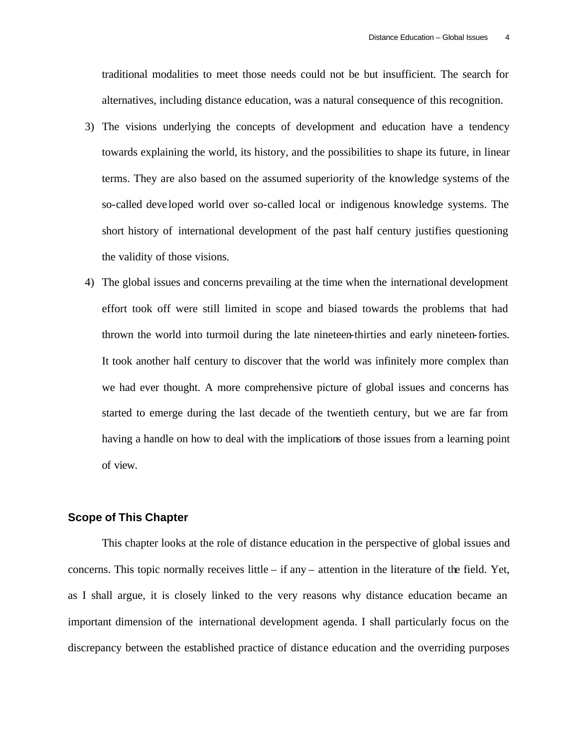traditional modalities to meet those needs could not be but insufficient. The search for alternatives, including distance education, was a natural consequence of this recognition.

3) The visions underlying the concepts of development and education have a tendency towards explaining the world, its history, and the possibilities to shape its future, in linear terms. They are also based on the assumed superiority of the knowledge systems of the so-called developed world over so-called local or indigenous knowledge systems. The short history of international development of the past half century justifies questioning the validity of those visions.

4) The global issues and concerns prevailing at the time when the international development effort took off were still limited in scope and biased towards the problems that had thrown the world into turmoil during the late nineteen-thirties and early nineteen-forties. It took another half century to discover that the world was infinitely more complex than we had ever thought. A more comprehensive picture of global issues and concerns has started to emerge during the last decade of the twentieth century, but we are far from having a handle on how to deal with the implications of those issues from a learning point of view.

## Scope of This Chapter

This chapter looks at the role of distance education in the perspective of global issues and concerns. This topic normally receives little – if any – attention in the literature of the field. Yet, as I shall argue, it is closely linked to the very reasons why distance education became an important dimension of the international development agenda. I shall particularly focus on the discrepancy between the established practice of distance education and the overriding purposes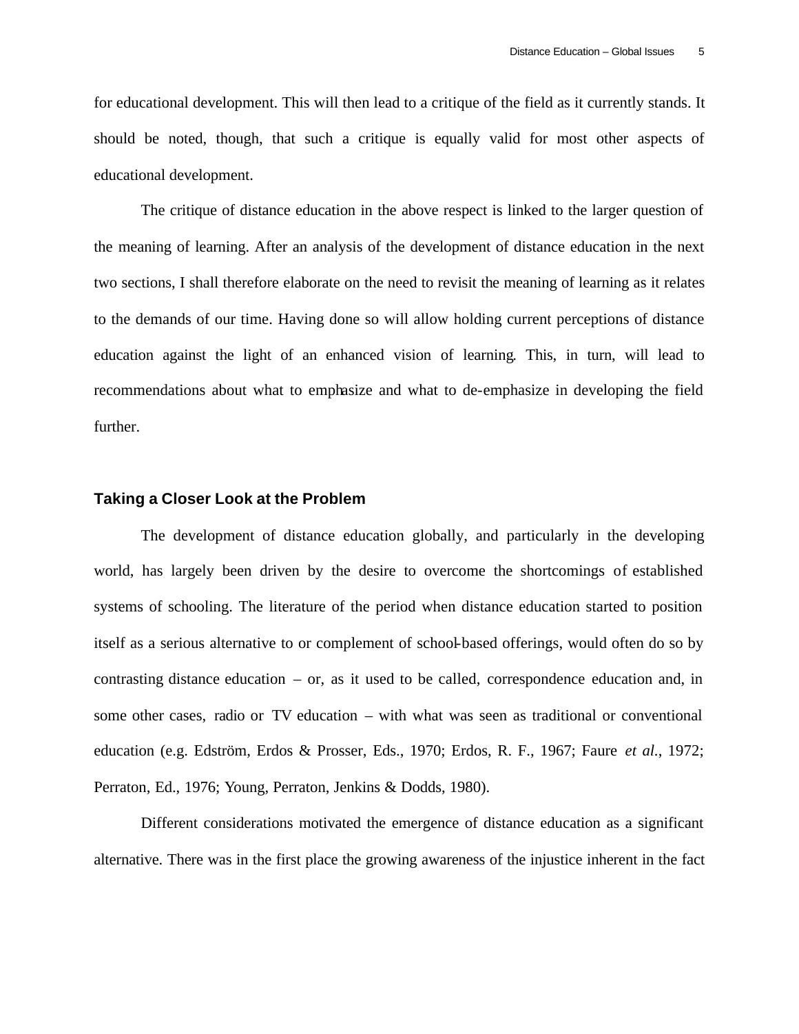for educational development. This will then lead to a critique of the field as it currently stands. It should be noted, though, that such a critique is equally valid for most other aspects of educational development.

The critique of distance education in the above respect is linked to the larger question of the meaning of learning. After an analysis of the development of distance education in the next two sections, I shall therefore elaborate on the need to revisit the meaning of learning as it relates to the demands of our time. Having done so will allow holding current perceptions of distance education against the light of an enhanced vision of learning. This, in turn, will lead to recommendations about what to emphasize and what to de-emphasize in developing the field further.

## Taking a Closer Look at the Problem

The development of distance education globally, and particularly in the developing world, has largely been driven by the desire to overcome the shortcomings of established systems of schooling. The literature of the period when distance education started to position itself as a serious alternative to or complement of school-based offerings, would often do so by contrasting distance education – or, as it used to be called, correspondence education and, in some other cases, radio or TV education – with what was seen as traditional or conventional education (e.g. Edström, Erdos & Prosser, Eds., 1970; Erdos, R. F., 1967; Faure *et al.*, 1972; Perraton, Ed., 1976; Young, Perraton, Jenkins & Dodds, 1980).

Different considerations motivated the emergence of distance education as a significant alternative. There was in the first place the growing awareness of the injustice inherent in the fact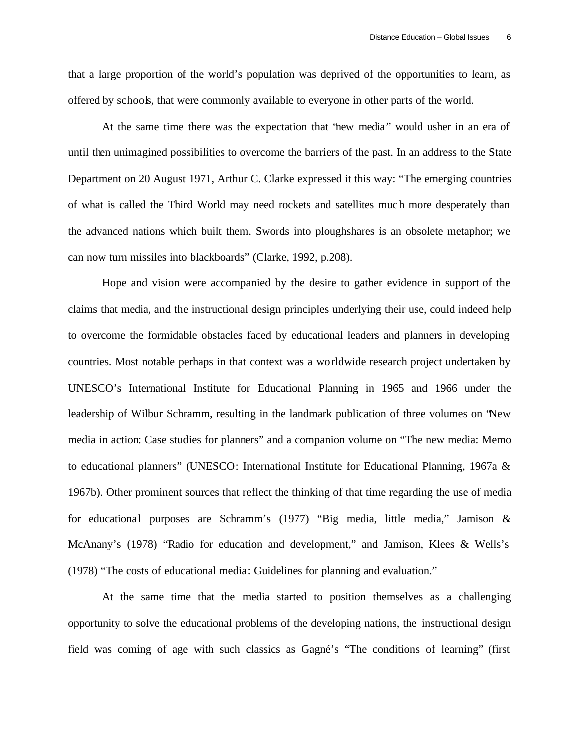that a large proportion of the world's population was deprived of the opportunities to learn, as offered by schools, that were commonly available to everyone in other parts of the world.

At the same time there was the expectation that "new media" would usher in an era of until then unimagined possibilities to overcome the barriers of the past. In an address to the State Department on 20 August 1971, Arthur C. Clarke expressed it this way: "The emerging countries of what is called the Third World may need rockets and satellites much more desperately than the advanced nations which built them. Swords into ploughshares is an obsolete metaphor; we can now turn missiles into blackboards" (Clarke, 1992, p.208).

Hope and vision were accompanied by the desire to gather evidence in support of the claims that media, and the instructional design principles underlying their use, could indeed help to overcome the formidable obstacles faced by educational leaders and planners in developing countries. Most notable perhaps in that context was a worldwide research project undertaken by UNESCO's International Institute for Educational Planning in 1965 and 1966 under the leadership of Wilbur Schramm, resulting in the landmark publication of three volumes on "New media in action: Case studies for planners" and a companion volume on "The new media: Memo to educational planners" (UNESCO: International Institute for Educational Planning, 1967a & 1967b). Other prominent sources that reflect the thinking of that time regarding the use of media for educational purposes are Schramm's (1977) "Big media, little media," Jamison & McAnany's (1978) "Radio for education and development," and Jamison, Klees & Wells's (1978) "The costs of educational media: Guidelines for planning and evaluation."

At the same time that the media started to position themselves as a challenging opportunity to solve the educational problems of the developing nations, the instructional design field was coming of age with such classics as Gagné's "The conditions of learning" (first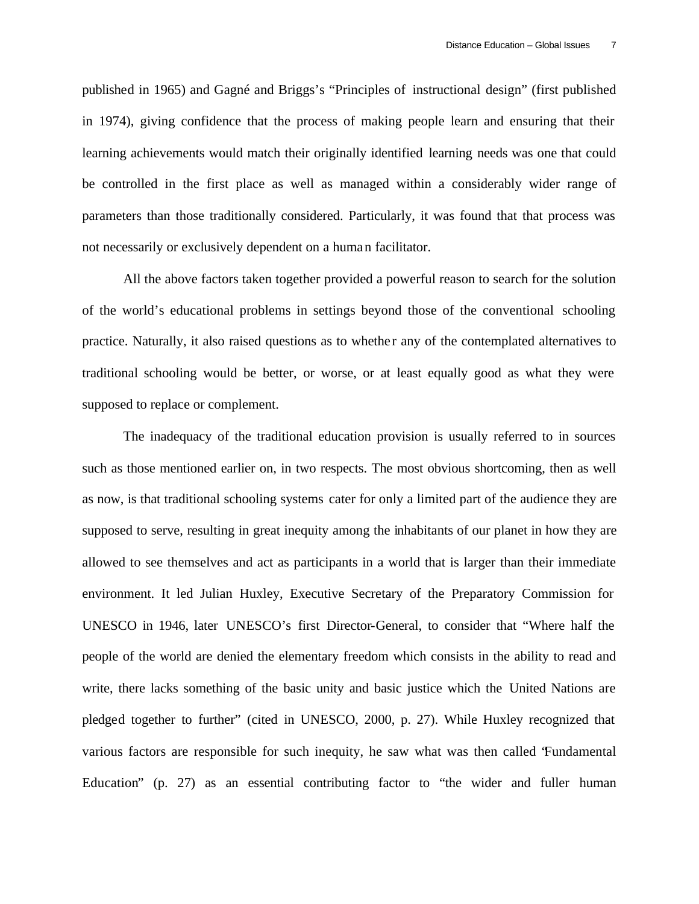published in 1965) and Gagné and Briggs's "Principles of instructional design" (first published in 1974), giving confidence that the process of making people learn and ensuring that their learning achievements would match their originally identified learning needs was one that could be controlled in the first place as well as managed within a considerably wider range of parameters than those traditionally considered. Particularly, it was found that that process was not necessarily or exclusively dependent on a human facilitator.

All the above factors taken together provided a powerful reason to search for the solution of the world's educational problems in settings beyond those of the conventional schooling practice. Naturally, it also raised questions as to whether any of the contemplated alternatives to traditional schooling would be better, or worse, or at least equally good as what they were supposed to replace or complement.

The inadequacy of the traditional education provision is usually referred to in sources such as those mentioned earlier on, in two respects. The most obvious shortcoming, then as well as now, is that traditional schooling systems cater for only a limited part of the audience they are supposed to serve, resulting in great inequity among the inhabitants of our planet in how they are allowed to see themselves and act as participants in a world that is larger than their immediate environment. It led Julian Huxley, Executive Secretary of the Preparatory Commission for UNESCO in 1946, later UNESCO's first Director-General, to consider that "Where half the people of the world are denied the elementary freedom which consists in the ability to read and write, there lacks something of the basic unity and basic justice which the United Nations are pledged together to further" (cited in UNESCO, 2000, p. 27). While Huxley recognized that various factors are responsible for such inequity, he saw what was then called "Fundamental Education" (p. 27) as an essential contributing factor to "the wider and fuller human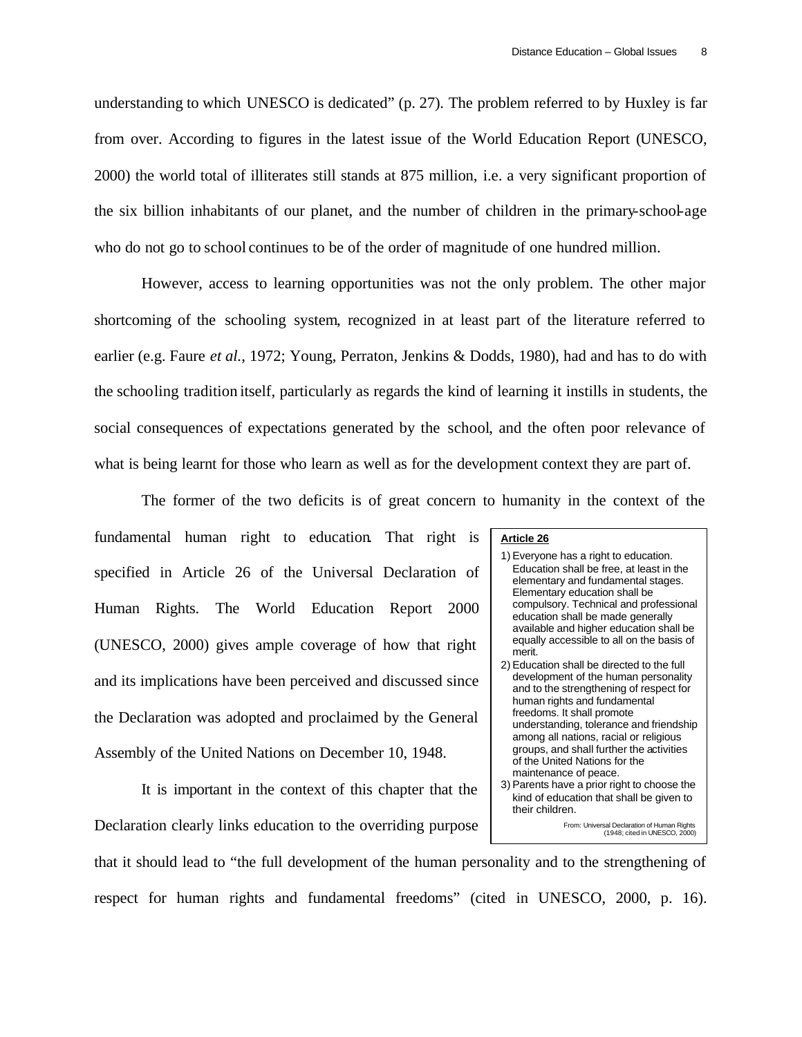understanding to which UNESCO is dedicated" (p. 27). The problem referred to by Huxley is far from over. According to figures in the latest issue of the World Education Report (UNESCO, 2000) the world total of illiterates still stands at 875 million, i.e. a very significant proportion of the six billion inhabitants of our planet, and the number of children in the primary-school-age who do not go to school continues to be of the order of magnitude of one hundred million.

However, access to learning opportunities was not the only problem. The other major shortcoming of the schooling system, recognized in at least part of the literature referred to earlier (e.g. Faure *et al.*, 1972; Young, Perraton, Jenkins & Dodds, 1980), had and has to do with the schooling tradition itself, particularly as regards the kind of learning it instills in students, the social consequences of expectations generated by the school, and the often poor relevance of what is being learnt for those who learn as well as for the development context they are part of.

The former of the two deficits is of great concern to humanity in the context of the fundamental human right to education. That right is specified in Article 26 of the Universal Declaration of Human Rights. The World Education Report 2000 (UNESCO, 2000) gives ample coverage of how that right and its implications have been perceived and discussed since the Declaration was adopted and proclaimed by the General Assembly of the United Nations on December 10, 1948.

> **Article 26**
>
> 1) Everyone has a right to education. Education shall be free, at least in the elementary and fundamental stages. Elementary education shall be compulsory. Technical and professional education shall be made generally available and higher education shall be equally accessible to all on the basis of merit.
> 2) Education shall be directed to the full development of the human personality and to the strengthening of respect for human rights and fundamental freedoms. It shall promote understanding, tolerance and friendship among all nations, racial or religious groups, and shall further the activities of the United Nations for the maintenance of peace.
> 3) Parents have a prior right to choose the kind of education that shall be given to their children.
>
> From: Universal Declaration of Human Rights (1948; cited in UNESCO, 2000)

It is important in the context of this chapter that the Declaration clearly links education to the overriding purpose that it should lead to "the full development of the human personality and to the strengthening of respect for human rights and fundamental freedoms" (cited in UNESCO, 2000, p. 16).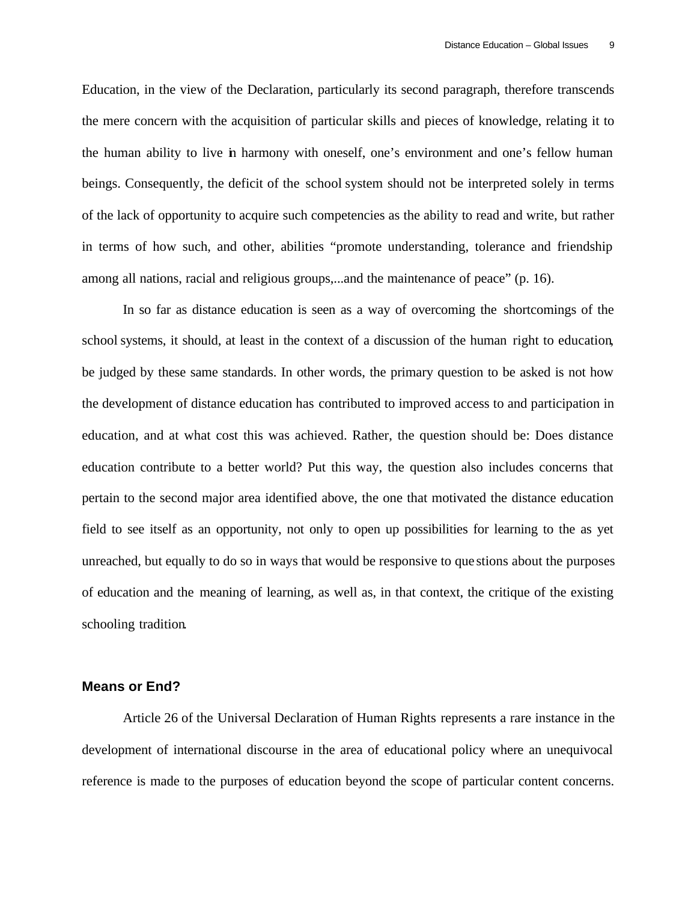Education, in the view of the Declaration, particularly its second paragraph, therefore transcends the mere concern with the acquisition of particular skills and pieces of knowledge, relating it to the human ability to live in harmony with oneself, one's environment and one's fellow human beings. Consequently, the deficit of the school system should not be interpreted solely in terms of the lack of opportunity to acquire such competencies as the ability to read and write, but rather in terms of how such, and other, abilities "promote understanding, tolerance and friendship among all nations, racial and religious groups,...and the maintenance of peace" (p. 16).

In so far as distance education is seen as a way of overcoming the shortcomings of the school systems, it should, at least in the context of a discussion of the human right to education, be judged by these same standards. In other words, the primary question to be asked is not how the development of distance education has contributed to improved access to and participation in education, and at what cost this was achieved. Rather, the question should be: Does distance education contribute to a better world? Put this way, the question also includes concerns that pertain to the second major area identified above, the one that motivated the distance education field to see itself as an opportunity, not only to open up possibilities for learning to the as yet unreached, but equally to do so in ways that would be responsive to questions about the purposes of education and the meaning of learning, as well as, in that context, the critique of the existing schooling tradition.

### Means or End?

Article 26 of the Universal Declaration of Human Rights represents a rare instance in the development of international discourse in the area of educational policy where an unequivocal reference is made to the purposes of education beyond the scope of particular content concerns.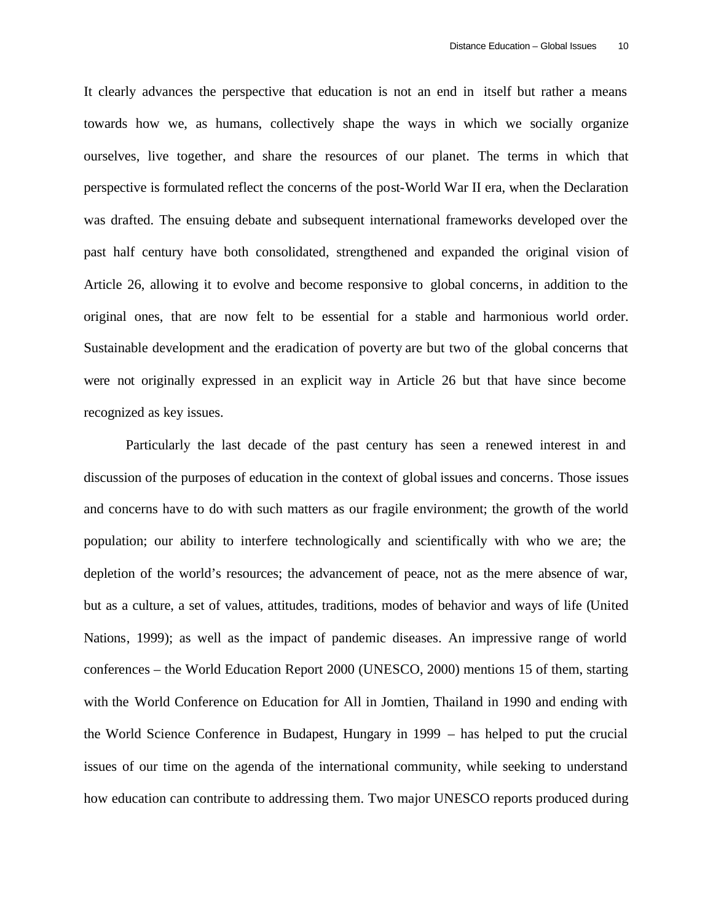It clearly advances the perspective that education is not an end in itself but rather a means towards how we, as humans, collectively shape the ways in which we socially organize ourselves, live together, and share the resources of our planet. The terms in which that perspective is formulated reflect the concerns of the post-World War II era, when the Declaration was drafted. The ensuing debate and subsequent international frameworks developed over the past half century have both consolidated, strengthened and expanded the original vision of Article 26, allowing it to evolve and become responsive to global concerns, in addition to the original ones, that are now felt to be essential for a stable and harmonious world order. Sustainable development and the eradication of poverty are but two of the global concerns that were not originally expressed in an explicit way in Article 26 but that have since become recognized as key issues.

Particularly the last decade of the past century has seen a renewed interest in and discussion of the purposes of education in the context of global issues and concerns. Those issues and concerns have to do with such matters as our fragile environment; the growth of the world population; our ability to interfere technologically and scientifically with who we are; the depletion of the world's resources; the advancement of peace, not as the mere absence of war, but as a culture, a set of values, attitudes, traditions, modes of behavior and ways of life (United Nations, 1999); as well as the impact of pandemic diseases. An impressive range of world conferences – the World Education Report 2000 (UNESCO, 2000) mentions 15 of them, starting with the World Conference on Education for All in Jomtien, Thailand in 1990 and ending with the World Science Conference in Budapest, Hungary in 1999 – has helped to put the crucial issues of our time on the agenda of the international community, while seeking to understand how education can contribute to addressing them. Two major UNESCO reports produced during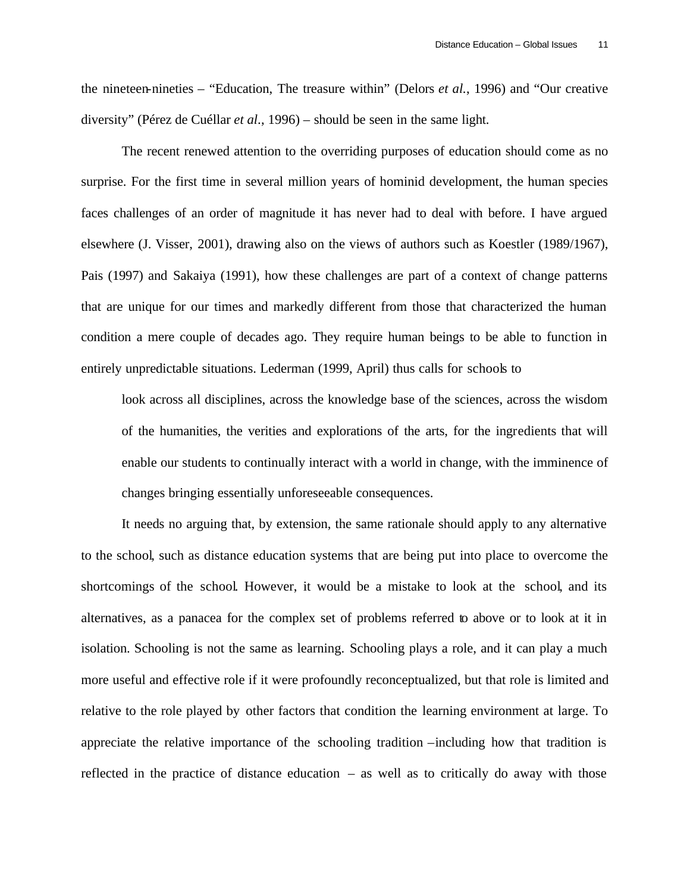the nineteen-nineties – "Education, The treasure within" (Delors *et al.*, 1996) and "Our creative diversity" (Pérez de Cuéllar *et al.*, 1996) – should be seen in the same light.

The recent renewed attention to the overriding purposes of education should come as no surprise. For the first time in several million years of hominid development, the human species faces challenges of an order of magnitude it has never had to deal with before. I have argued elsewhere (J. Visser, 2001), drawing also on the views of authors such as Koestler (1989/1967), Pais (1997) and Sakaiya (1991), how these challenges are part of a context of change patterns that are unique for our times and markedly different from those that characterized the human condition a mere couple of decades ago. They require human beings to be able to function in entirely unpredictable situations. Lederman (1999, April) thus calls for schools to

> look across all disciplines, across the knowledge base of the sciences, across the wisdom of the humanities, the verities and explorations of the arts, for the ingredients that will enable our students to continually interact with a world in change, with the imminence of changes bringing essentially unforeseeable consequences.

It needs no arguing that, by extension, the same rationale should apply to any alternative to the school, such as distance education systems that are being put into place to overcome the shortcomings of the school. However, it would be a mistake to look at the school, and its alternatives, as a panacea for the complex set of problems referred to above or to look at it in isolation. Schooling is not the same as learning. Schooling plays a role, and it can play a much more useful and effective role if it were profoundly reconceptualized, but that role is limited and relative to the role played by other factors that condition the learning environment at large. To appreciate the relative importance of the schooling tradition – including how that tradition is reflected in the practice of distance education – as well as to critically do away with those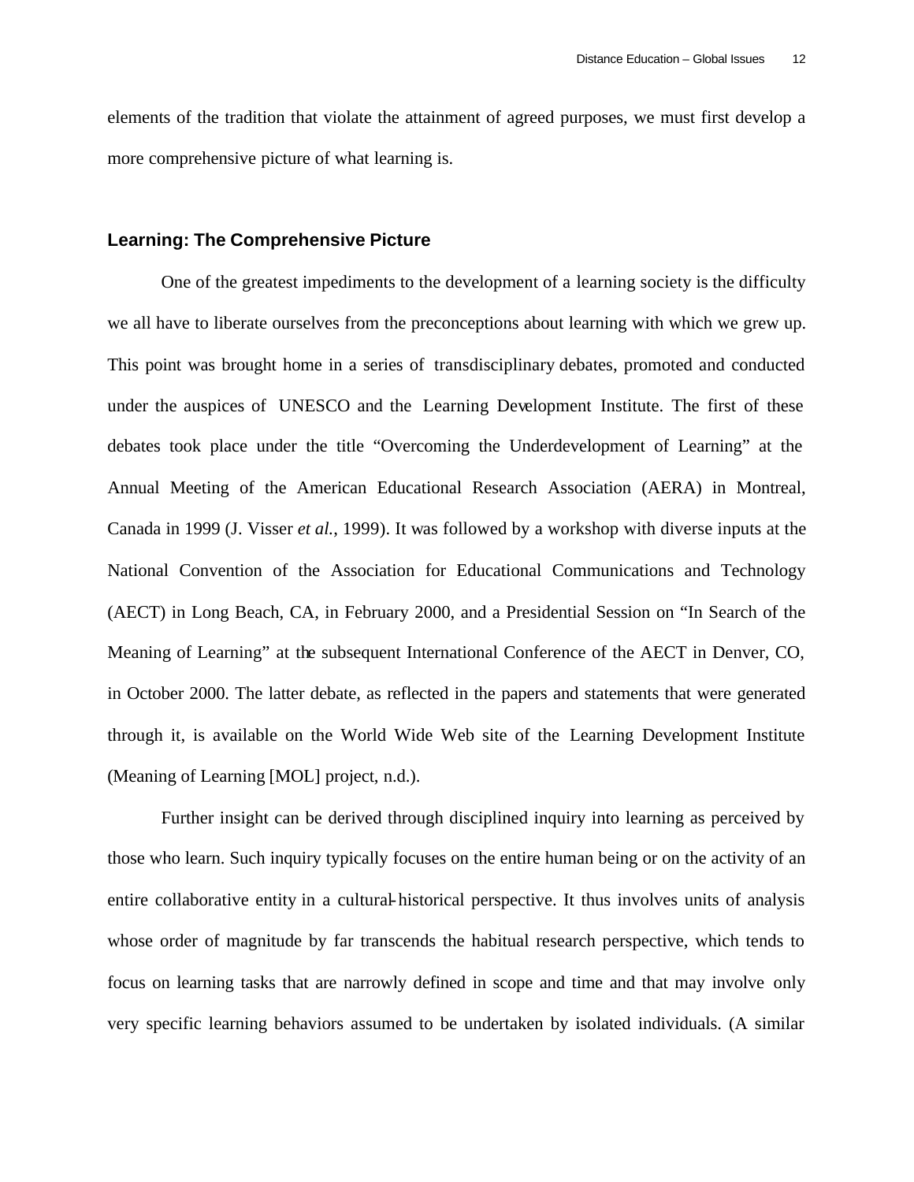elements of the tradition that violate the attainment of agreed purposes, we must first develop a more comprehensive picture of what learning is.

### Learning: The Comprehensive Picture

One of the greatest impediments to the development of a learning society is the difficulty we all have to liberate ourselves from the preconceptions about learning with which we grew up. This point was brought home in a series of transdisciplinary debates, promoted and conducted under the auspices of UNESCO and the Learning Development Institute. The first of these debates took place under the title "Overcoming the Underdevelopment of Learning" at the Annual Meeting of the American Educational Research Association (AERA) in Montreal, Canada in 1999 (J. Visser *et al.*, 1999). It was followed by a workshop with diverse inputs at the National Convention of the Association for Educational Communications and Technology (AECT) in Long Beach, CA, in February 2000, and a Presidential Session on "In Search of the Meaning of Learning" at the subsequent International Conference of the AECT in Denver, CO, in October 2000. The latter debate, as reflected in the papers and statements that were generated through it, is available on the World Wide Web site of the Learning Development Institute (Meaning of Learning [MOL] project, n.d.).

Further insight can be derived through disciplined inquiry into learning as perceived by those who learn. Such inquiry typically focuses on the entire human being or on the activity of an entire collaborative entity in a cultural-historical perspective. It thus involves units of analysis whose order of magnitude by far transcends the habitual research perspective, which tends to focus on learning tasks that are narrowly defined in scope and time and that may involve only very specific learning behaviors assumed to be undertaken by isolated individuals. (A similar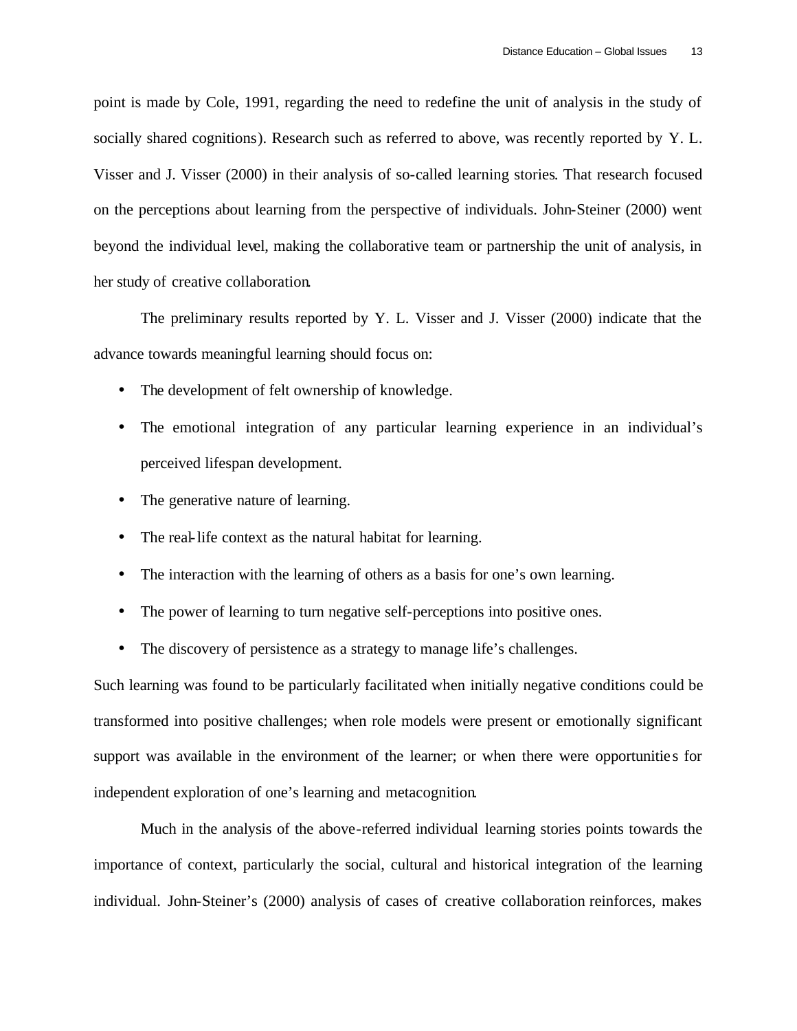point is made by Cole, 1991, regarding the need to redefine the unit of analysis in the study of socially shared cognitions). Research such as referred to above, was recently reported by Y. L. Visser and J. Visser (2000) in their analysis of so-called learning stories. That research focused on the perceptions about learning from the perspective of individuals. John-Steiner (2000) went beyond the individual level, making the collaborative team or partnership the unit of analysis, in her study of creative collaboration.

The preliminary results reported by Y. L. Visser and J. Visser (2000) indicate that the advance towards meaningful learning should focus on:

- The development of felt ownership of knowledge.
- The emotional integration of any particular learning experience in an individual's perceived lifespan development.
- The generative nature of learning.
- The real-life context as the natural habitat for learning.
- The interaction with the learning of others as a basis for one's own learning.
- The power of learning to turn negative self-perceptions into positive ones.
- The discovery of persistence as a strategy to manage life's challenges.

Such learning was found to be particularly facilitated when initially negative conditions could be transformed into positive challenges; when role models were present or emotionally significant support was available in the environment of the learner; or when there were opportunities for independent exploration of one's learning and metacognition.

Much in the analysis of the above-referred individual learning stories points towards the importance of context, particularly the social, cultural and historical integration of the learning individual. John-Steiner's (2000) analysis of cases of creative collaboration reinforces, makes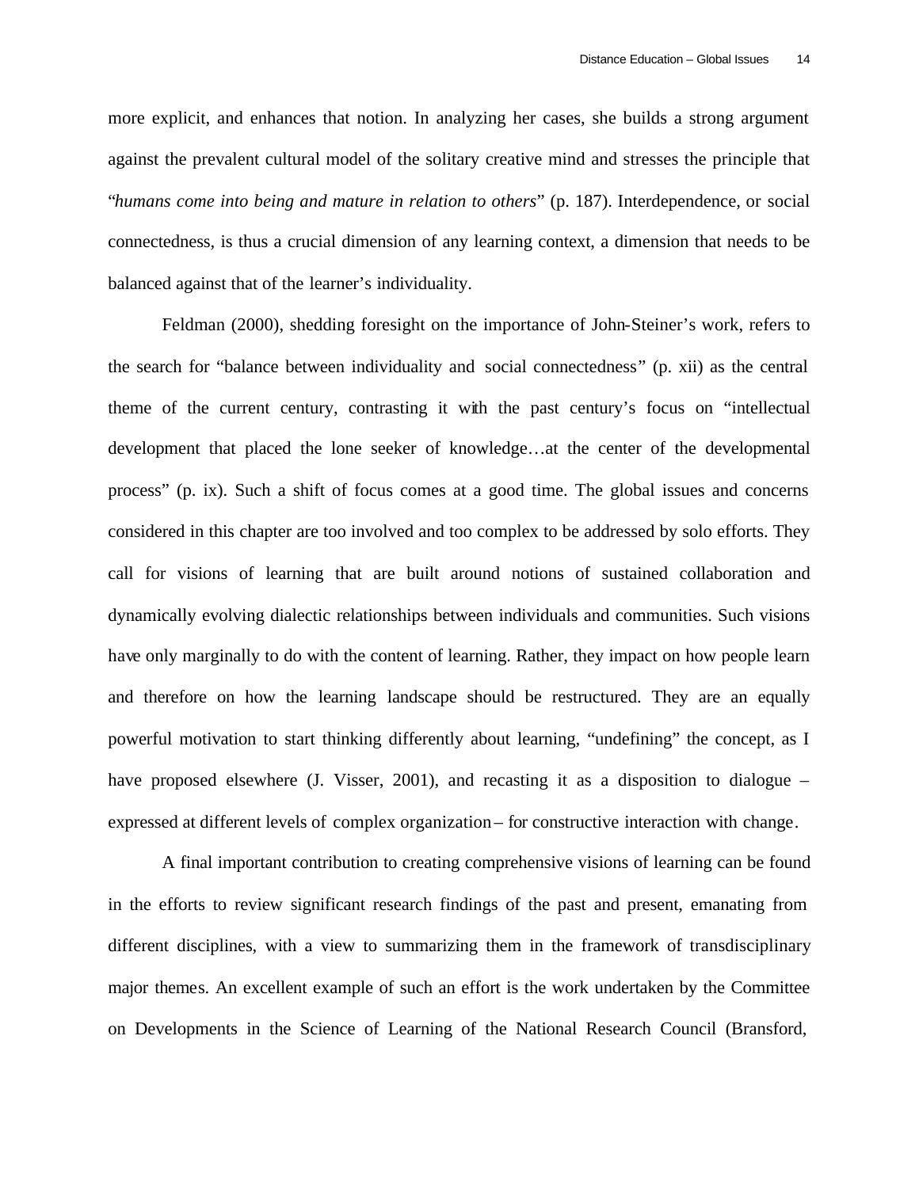more explicit, and enhances that notion. In analyzing her cases, she builds a strong argument against the prevalent cultural model of the solitary creative mind and stresses the principle that "*humans come into being and mature in relation to others*" (p. 187). Interdependence, or social connectedness, is thus a crucial dimension of any learning context, a dimension that needs to be balanced against that of the learner's individuality.

Feldman (2000), shedding foresight on the importance of John-Steiner's work, refers to the search for "balance between individuality and social connectedness" (p. xii) as the central theme of the current century, contrasting it with the past century's focus on "intellectual development that placed the lone seeker of knowledge…at the center of the developmental process" (p. ix). Such a shift of focus comes at a good time. The global issues and concerns considered in this chapter are too involved and too complex to be addressed by solo efforts. They call for visions of learning that are built around notions of sustained collaboration and dynamically evolving dialectic relationships between individuals and communities. Such visions have only marginally to do with the content of learning. Rather, they impact on how people learn and therefore on how the learning landscape should be restructured. They are an equally powerful motivation to start thinking differently about learning, "undefining" the concept, as I have proposed elsewhere (J. Visser, 2001), and recasting it as a disposition to dialogue – expressed at different levels of complex organization – for constructive interaction with change.

A final important contribution to creating comprehensive visions of learning can be found in the efforts to review significant research findings of the past and present, emanating from different disciplines, with a view to summarizing them in the framework of transdisciplinary major themes. An excellent example of such an effort is the work undertaken by the Committee on Developments in the Science of Learning of the National Research Council (Bransford,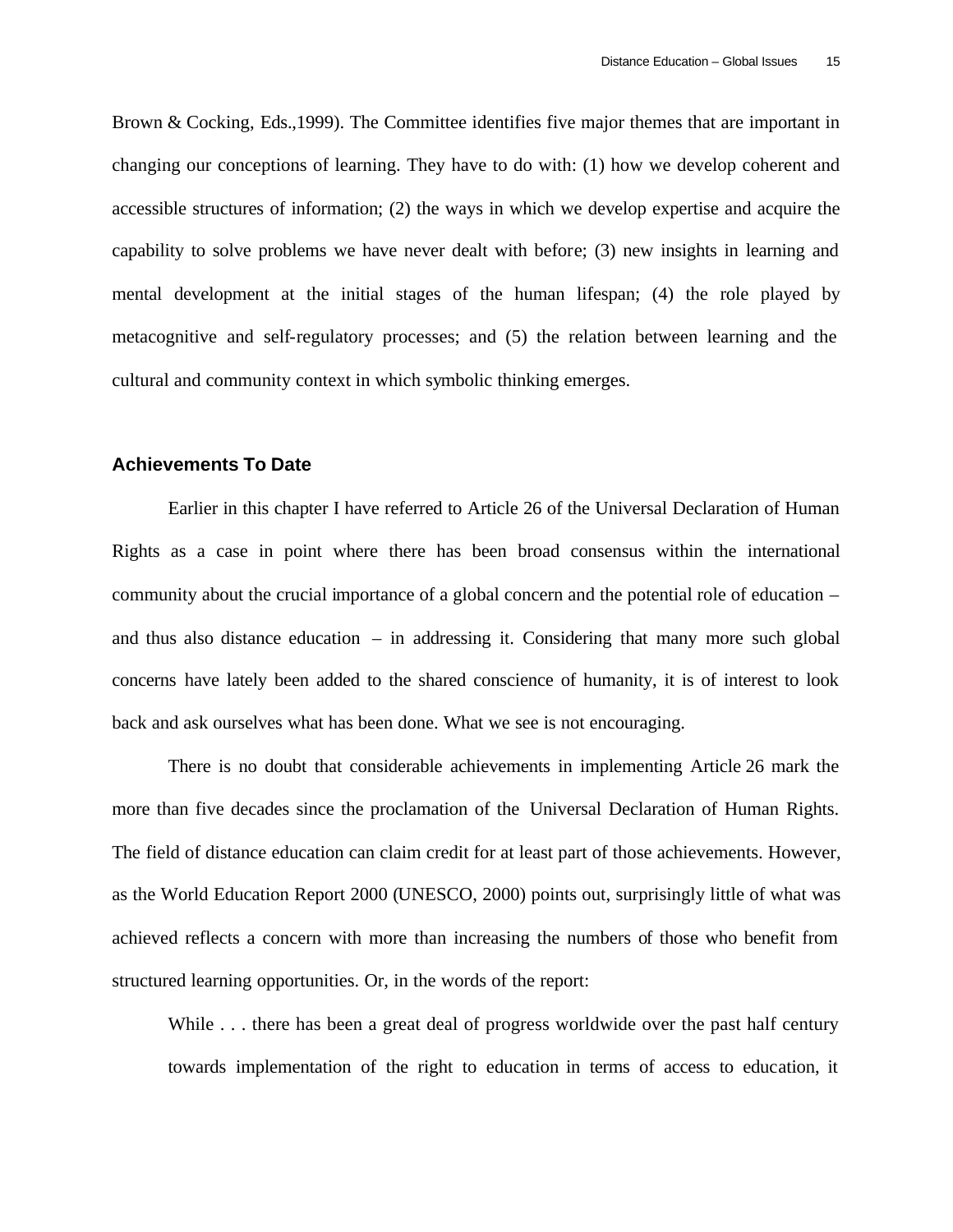Brown & Cocking, Eds.,1999). The Committee identifies five major themes that are important in changing our conceptions of learning. They have to do with: (1) how we develop coherent and accessible structures of information; (2) the ways in which we develop expertise and acquire the capability to solve problems we have never dealt with before; (3) new insights in learning and mental development at the initial stages of the human lifespan; (4) the role played by metacognitive and self-regulatory processes; and (5) the relation between learning and the cultural and community context in which symbolic thinking emerges.

### Achievements To Date

Earlier in this chapter I have referred to Article 26 of the Universal Declaration of Human Rights as a case in point where there has been broad consensus within the international community about the crucial importance of a global concern and the potential role of education – and thus also distance education – in addressing it. Considering that many more such global concerns have lately been added to the shared conscience of humanity, it is of interest to look back and ask ourselves what has been done. What we see is not encouraging.

There is no doubt that considerable achievements in implementing Article 26 mark the more than five decades since the proclamation of the Universal Declaration of Human Rights. The field of distance education can claim credit for at least part of those achievements. However, as the World Education Report 2000 (UNESCO, 2000) points out, surprisingly little of what was achieved reflects a concern with more than increasing the numbers of those who benefit from structured learning opportunities. Or, in the words of the report:

> While . . . there has been a great deal of progress worldwide over the past half century towards implementation of the right to education in terms of access to education, it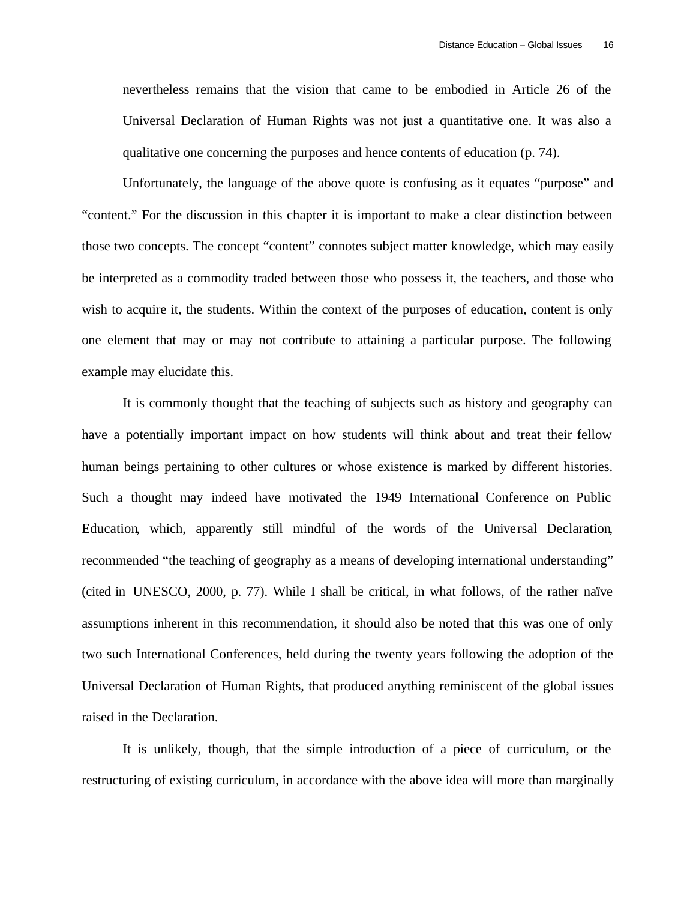> nevertheless remains that the vision that came to be embodied in Article 26 of the Universal Declaration of Human Rights was not just a quantitative one. It was also a qualitative one concerning the purposes and hence contents of education (p. 74).

Unfortunately, the language of the above quote is confusing as it equates "purpose" and "content." For the discussion in this chapter it is important to make a clear distinction between those two concepts. The concept "content" connotes subject matter knowledge, which may easily be interpreted as a commodity traded between those who possess it, the teachers, and those who wish to acquire it, the students. Within the context of the purposes of education, content is only one element that may or may not contribute to attaining a particular purpose. The following example may elucidate this.

It is commonly thought that the teaching of subjects such as history and geography can have a potentially important impact on how students will think about and treat their fellow human beings pertaining to other cultures or whose existence is marked by different histories. Such a thought may indeed have motivated the 1949 International Conference on Public Education, which, apparently still mindful of the words of the Universal Declaration, recommended "the teaching of geography as a means of developing international understanding" (cited in UNESCO, 2000, p. 77). While I shall be critical, in what follows, of the rather naïve assumptions inherent in this recommendation, it should also be noted that this was one of only two such International Conferences, held during the twenty years following the adoption of the Universal Declaration of Human Rights, that produced anything reminiscent of the global issues raised in the Declaration.

It is unlikely, though, that the simple introduction of a piece of curriculum, or the restructuring of existing curriculum, in accordance with the above idea will more than marginally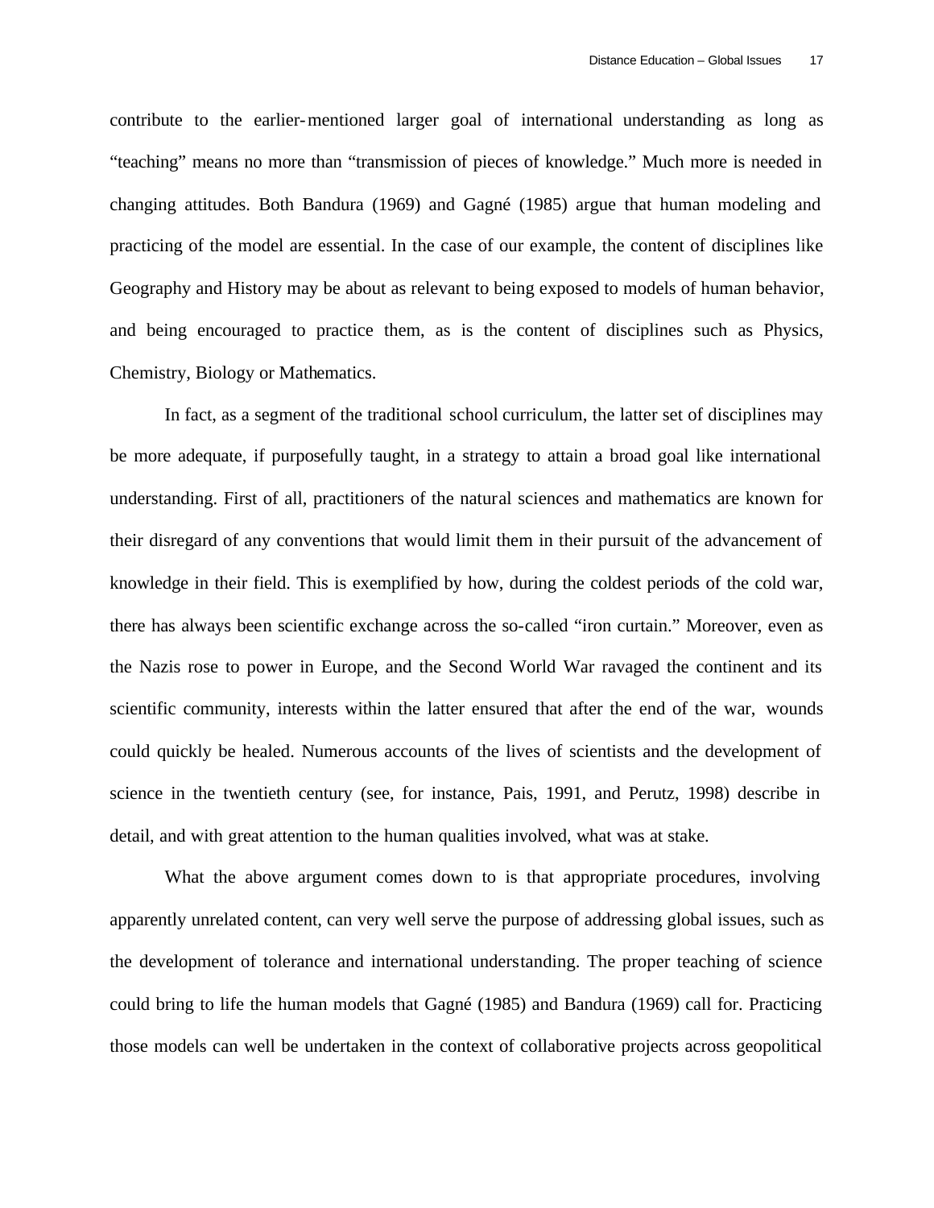contribute to the earlier-mentioned larger goal of international understanding as long as "teaching" means no more than "transmission of pieces of knowledge." Much more is needed in changing attitudes. Both Bandura (1969) and Gagné (1985) argue that human modeling and practicing of the model are essential. In the case of our example, the content of disciplines like Geography and History may be about as relevant to being exposed to models of human behavior, and being encouraged to practice them, as is the content of disciplines such as Physics, Chemistry, Biology or Mathematics.

In fact, as a segment of the traditional school curriculum, the latter set of disciplines may be more adequate, if purposefully taught, in a strategy to attain a broad goal like international understanding. First of all, practitioners of the natural sciences and mathematics are known for their disregard of any conventions that would limit them in their pursuit of the advancement of knowledge in their field. This is exemplified by how, during the coldest periods of the cold war, there has always been scientific exchange across the so-called "iron curtain." Moreover, even as the Nazis rose to power in Europe, and the Second World War ravaged the continent and its scientific community, interests within the latter ensured that after the end of the war, wounds could quickly be healed. Numerous accounts of the lives of scientists and the development of science in the twentieth century (see, for instance, Pais, 1991, and Perutz, 1998) describe in detail, and with great attention to the human qualities involved, what was at stake.

What the above argument comes down to is that appropriate procedures, involving apparently unrelated content, can very well serve the purpose of addressing global issues, such as the development of tolerance and international understanding. The proper teaching of science could bring to life the human models that Gagné (1985) and Bandura (1969) call for. Practicing those models can well be undertaken in the context of collaborative projects across geopolitical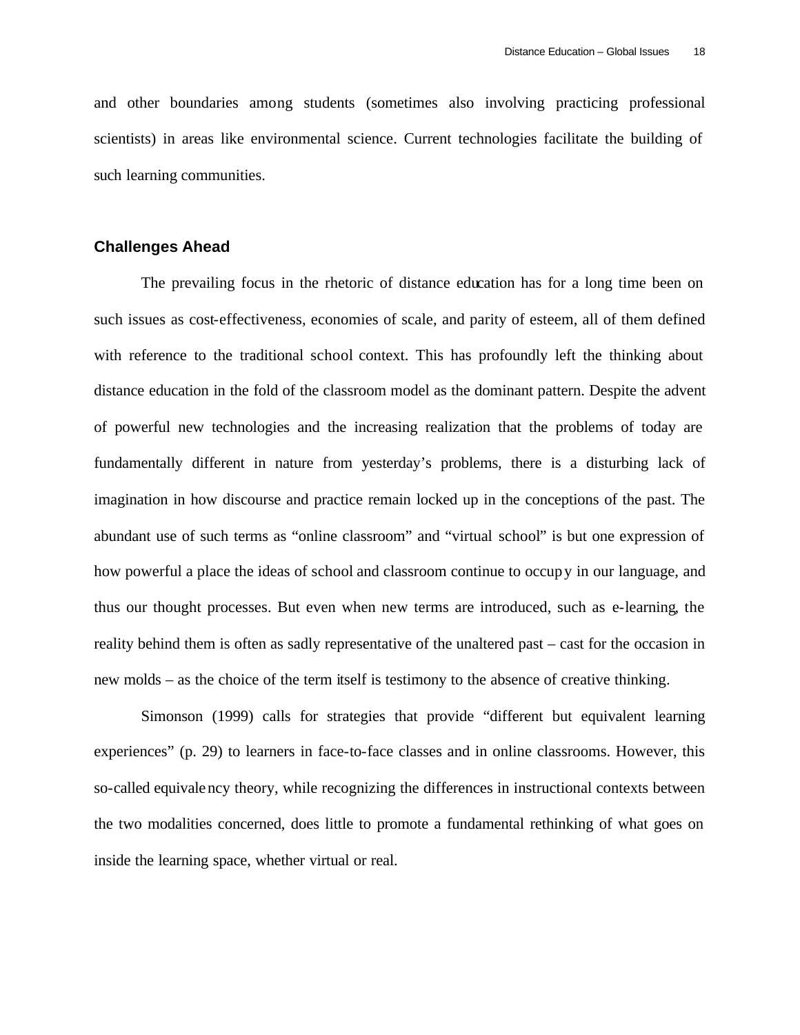and other boundaries among students (sometimes also involving practicing professional scientists) in areas like environmental science. Current technologies facilitate the building of such learning communities.

## Challenges Ahead

The prevailing focus in the rhetoric of distance education has for a long time been on such issues as cost-effectiveness, economies of scale, and parity of esteem, all of them defined with reference to the traditional school context. This has profoundly left the thinking about distance education in the fold of the classroom model as the dominant pattern. Despite the advent of powerful new technologies and the increasing realization that the problems of today are fundamentally different in nature from yesterday's problems, there is a disturbing lack of imagination in how discourse and practice remain locked up in the conceptions of the past. The abundant use of such terms as "online classroom" and "virtual school" is but one expression of how powerful a place the ideas of school and classroom continue to occupy in our language, and thus our thought processes. But even when new terms are introduced, such as e-learning, the reality behind them is often as sadly representative of the unaltered past – cast for the occasion in new molds – as the choice of the term itself is testimony to the absence of creative thinking.

Simonson (1999) calls for strategies that provide "different but equivalent learning experiences" (p. 29) to learners in face-to-face classes and in online classrooms. However, this so-called equivalency theory, while recognizing the differences in instructional contexts between the two modalities concerned, does little to promote a fundamental rethinking of what goes on inside the learning space, whether virtual or real.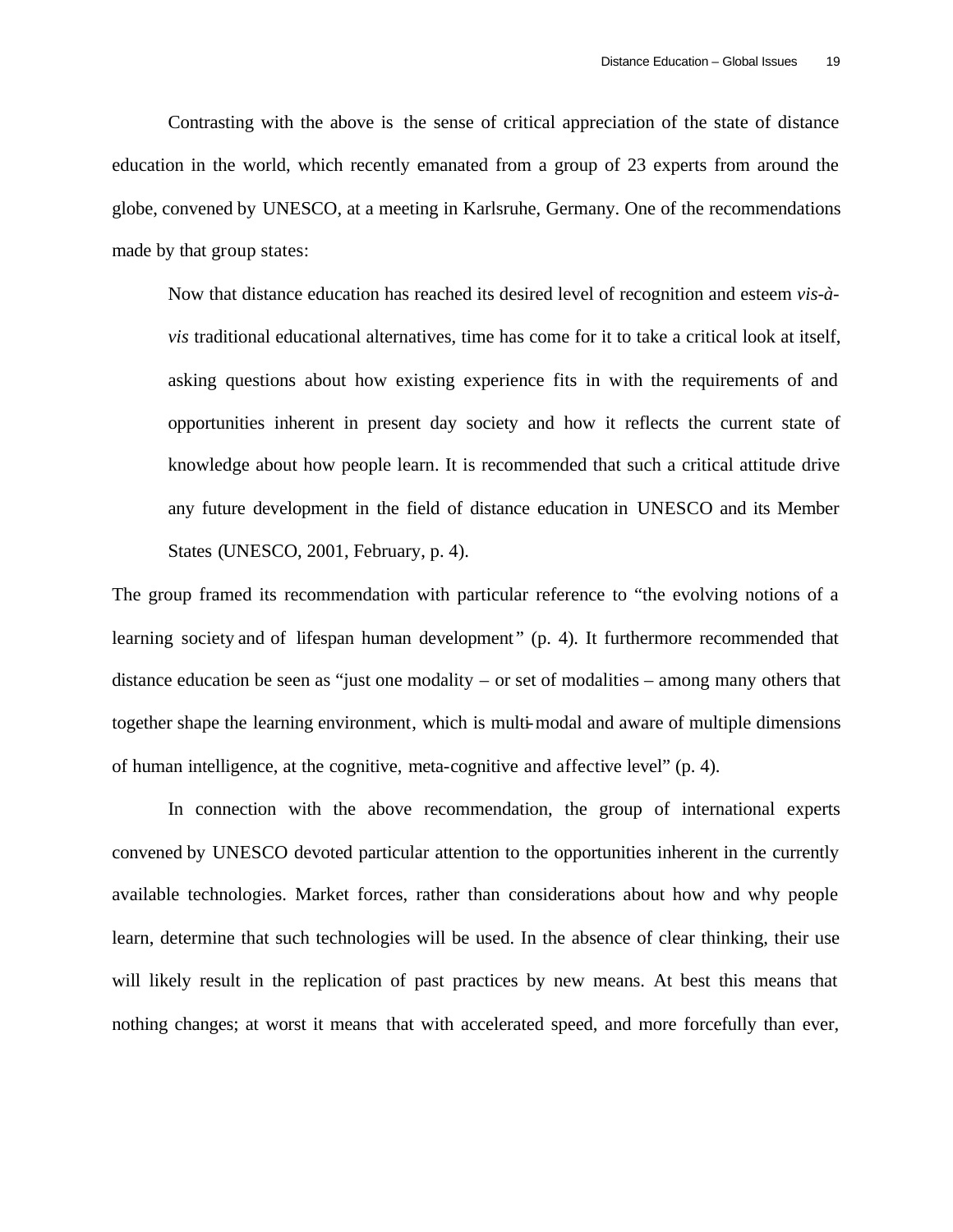Contrasting with the above is the sense of critical appreciation of the state of distance education in the world, which recently emanated from a group of 23 experts from around the globe, convened by UNESCO, at a meeting in Karlsruhe, Germany. One of the recommendations made by that group states:

> Now that distance education has reached its desired level of recognition and esteem *vis-à-vis* traditional educational alternatives, time has come for it to take a critical look at itself, asking questions about how existing experience fits in with the requirements of and opportunities inherent in present day society and how it reflects the current state of knowledge about how people learn. It is recommended that such a critical attitude drive any future development in the field of distance education in UNESCO and its Member States (UNESCO, 2001, February, p. 4).

The group framed its recommendation with particular reference to "the evolving notions of a learning society and of lifespan human development" (p. 4). It furthermore recommended that distance education be seen as "just one modality – or set of modalities – among many others that together shape the learning environment, which is multi-modal and aware of multiple dimensions of human intelligence, at the cognitive, meta-cognitive and affective level" (p. 4).

In connection with the above recommendation, the group of international experts convened by UNESCO devoted particular attention to the opportunities inherent in the currently available technologies. Market forces, rather than considerations about how and why people learn, determine that such technologies will be used. In the absence of clear thinking, their use will likely result in the replication of past practices by new means. At best this means that nothing changes; at worst it means that with accelerated speed, and more forcefully than ever,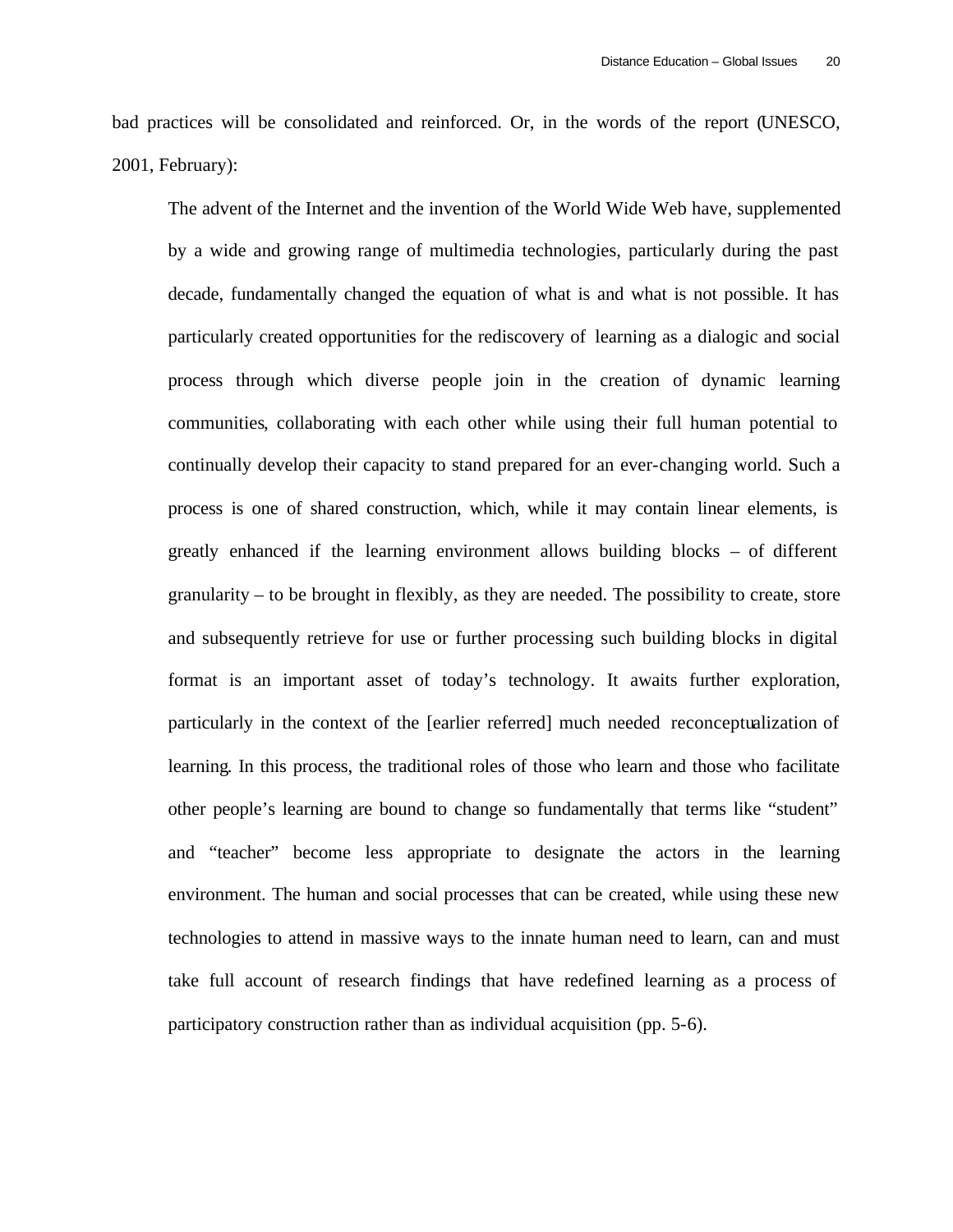bad practices will be consolidated and reinforced. Or, in the words of the report (UNESCO, 2001, February):

> The advent of the Internet and the invention of the World Wide Web have, supplemented by a wide and growing range of multimedia technologies, particularly during the past decade, fundamentally changed the equation of what is and what is not possible. It has particularly created opportunities for the rediscovery of learning as a dialogic and social process through which diverse people join in the creation of dynamic learning communities, collaborating with each other while using their full human potential to continually develop their capacity to stand prepared for an ever-changing world. Such a process is one of shared construction, which, while it may contain linear elements, is greatly enhanced if the learning environment allows building blocks – of different granularity – to be brought in flexibly, as they are needed. The possibility to create, store and subsequently retrieve for use or further processing such building blocks in digital format is an important asset of today's technology. It awaits further exploration, particularly in the context of the [earlier referred] much needed reconceptualization of learning. In this process, the traditional roles of those who learn and those who facilitate other people's learning are bound to change so fundamentally that terms like "student" and "teacher" become less appropriate to designate the actors in the learning environment. The human and social processes that can be created, while using these new technologies to attend in massive ways to the innate human need to learn, can and must take full account of research findings that have redefined learning as a process of participatory construction rather than as individual acquisition (pp. 5-6).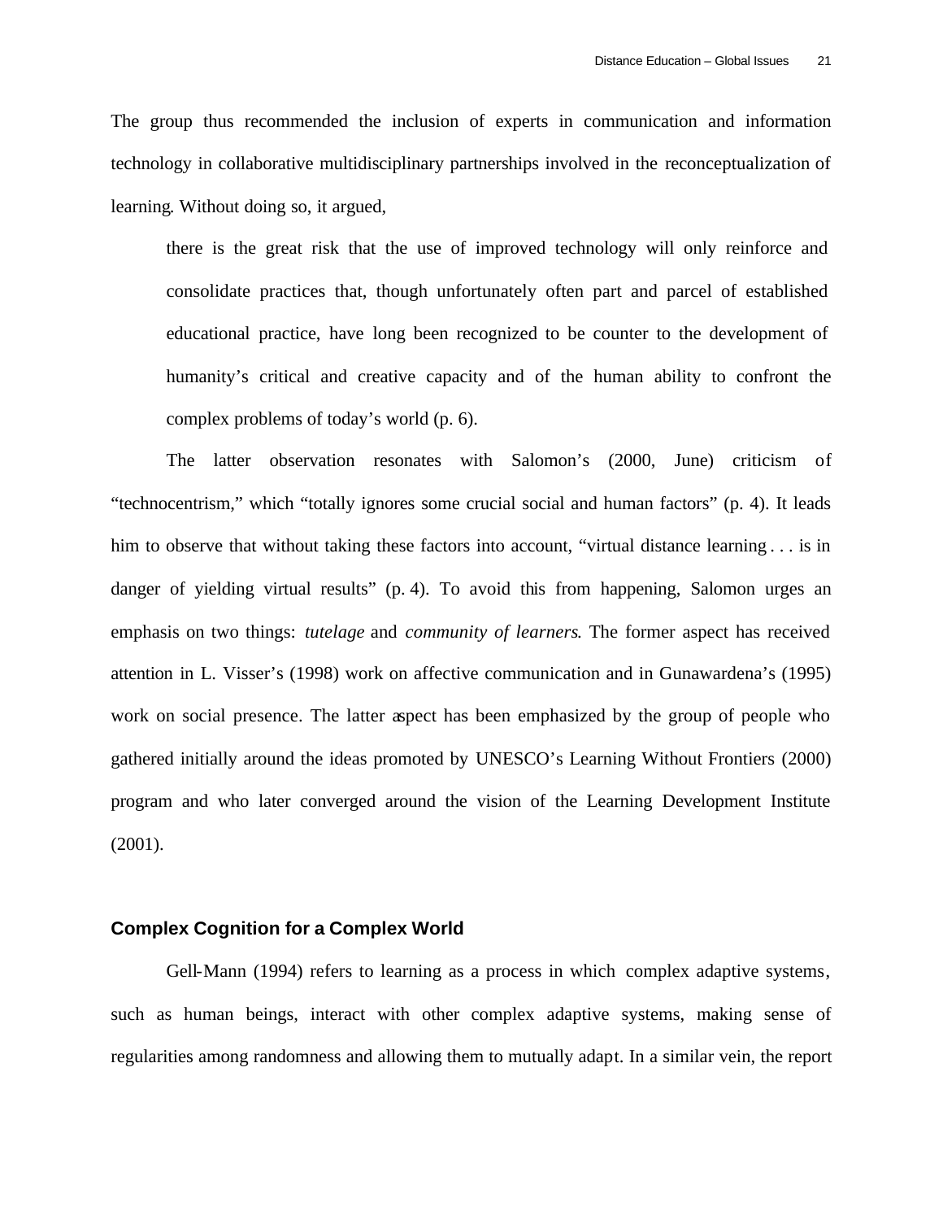The group thus recommended the inclusion of experts in communication and information technology in collaborative multidisciplinary partnerships involved in the reconceptualization of learning. Without doing so, it argued,

> there is the great risk that the use of improved technology will only reinforce and consolidate practices that, though unfortunately often part and parcel of established educational practice, have long been recognized to be counter to the development of humanity's critical and creative capacity and of the human ability to confront the complex problems of today's world (p. 6).

The latter observation resonates with Salomon's (2000, June) criticism of "technocentrism," which "totally ignores some crucial social and human factors" (p. 4). It leads him to observe that without taking these factors into account, "virtual distance learning . . . is in danger of yielding virtual results" (p. 4). To avoid this from happening, Salomon urges an emphasis on two things: *tutelage* and *community of learners*. The former aspect has received attention in L. Visser's (1998) work on affective communication and in Gunawardena's (1995) work on social presence. The latter aspect has been emphasized by the group of people who gathered initially around the ideas promoted by UNESCO's Learning Without Frontiers (2000) program and who later converged around the vision of the Learning Development Institute (2001).

### Complex Cognition for a Complex World

Gell-Mann (1994) refers to learning as a process in which complex adaptive systems, such as human beings, interact with other complex adaptive systems, making sense of regularities among randomness and allowing them to mutually adapt. In a similar vein, the report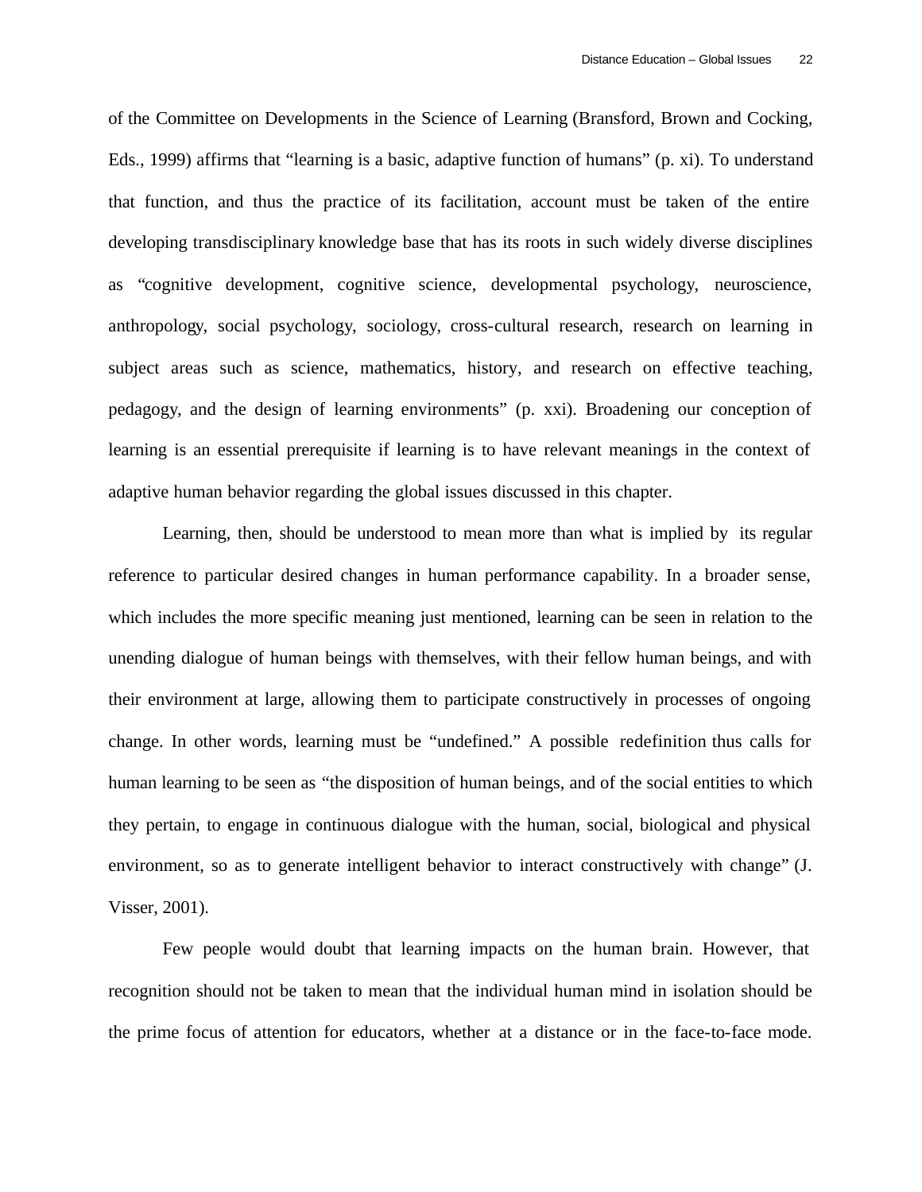of the Committee on Developments in the Science of Learning (Bransford, Brown and Cocking, Eds., 1999) affirms that "learning is a basic, adaptive function of humans" (p. xi). To understand that function, and thus the practice of its facilitation, account must be taken of the entire developing transdisciplinary knowledge base that has its roots in such widely diverse disciplines as "cognitive development, cognitive science, developmental psychology, neuroscience, anthropology, social psychology, sociology, cross-cultural research, research on learning in subject areas such as science, mathematics, history, and research on effective teaching, pedagogy, and the design of learning environments" (p. xxi). Broadening our conception of learning is an essential prerequisite if learning is to have relevant meanings in the context of adaptive human behavior regarding the global issues discussed in this chapter.

Learning, then, should be understood to mean more than what is implied by its regular reference to particular desired changes in human performance capability. In a broader sense, which includes the more specific meaning just mentioned, learning can be seen in relation to the unending dialogue of human beings with themselves, with their fellow human beings, and with their environment at large, allowing them to participate constructively in processes of ongoing change. In other words, learning must be "undefined." A possible redefinition thus calls for human learning to be seen as "the disposition of human beings, and of the social entities to which they pertain, to engage in continuous dialogue with the human, social, biological and physical environment, so as to generate intelligent behavior to interact constructively with change" (J. Visser, 2001).

Few people would doubt that learning impacts on the human brain. However, that recognition should not be taken to mean that the individual human mind in isolation should be the prime focus of attention for educators, whether at a distance or in the face-to-face mode.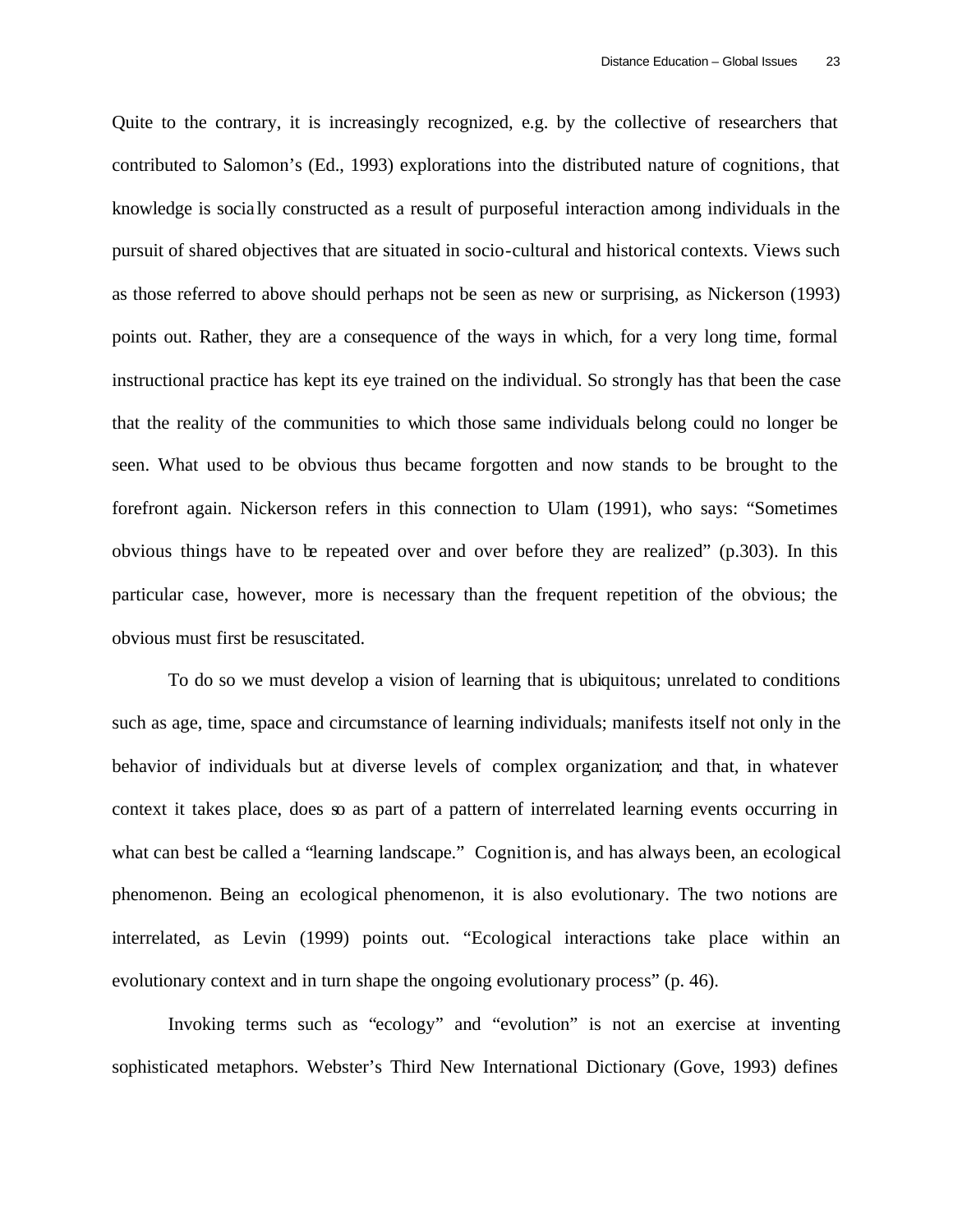Quite to the contrary, it is increasingly recognized, e.g. by the collective of researchers that contributed to Salomon's (Ed., 1993) explorations into the distributed nature of cognitions, that knowledge is socially constructed as a result of purposeful interaction among individuals in the pursuit of shared objectives that are situated in socio-cultural and historical contexts. Views such as those referred to above should perhaps not be seen as new or surprising, as Nickerson (1993) points out. Rather, they are a consequence of the ways in which, for a very long time, formal instructional practice has kept its eye trained on the individual. So strongly has that been the case that the reality of the communities to which those same individuals belong could no longer be seen. What used to be obvious thus became forgotten and now stands to be brought to the forefront again. Nickerson refers in this connection to Ulam (1991), who says: "Sometimes obvious things have to be repeated over and over before they are realized" (p.303). In this particular case, however, more is necessary than the frequent repetition of the obvious; the obvious must first be resuscitated.

To do so we must develop a vision of learning that is ubiquitous; unrelated to conditions such as age, time, space and circumstance of learning individuals; manifests itself not only in the behavior of individuals but at diverse levels of complex organization; and that, in whatever context it takes place, does so as part of a pattern of interrelated learning events occurring in what can best be called a "learning landscape." Cognition is, and has always been, an ecological phenomenon. Being an ecological phenomenon, it is also evolutionary. The two notions are interrelated, as Levin (1999) points out. "Ecological interactions take place within an evolutionary context and in turn shape the ongoing evolutionary process" (p. 46).

Invoking terms such as "ecology" and "evolution" is not an exercise at inventing sophisticated metaphors. Webster's Third New International Dictionary (Gove, 1993) defines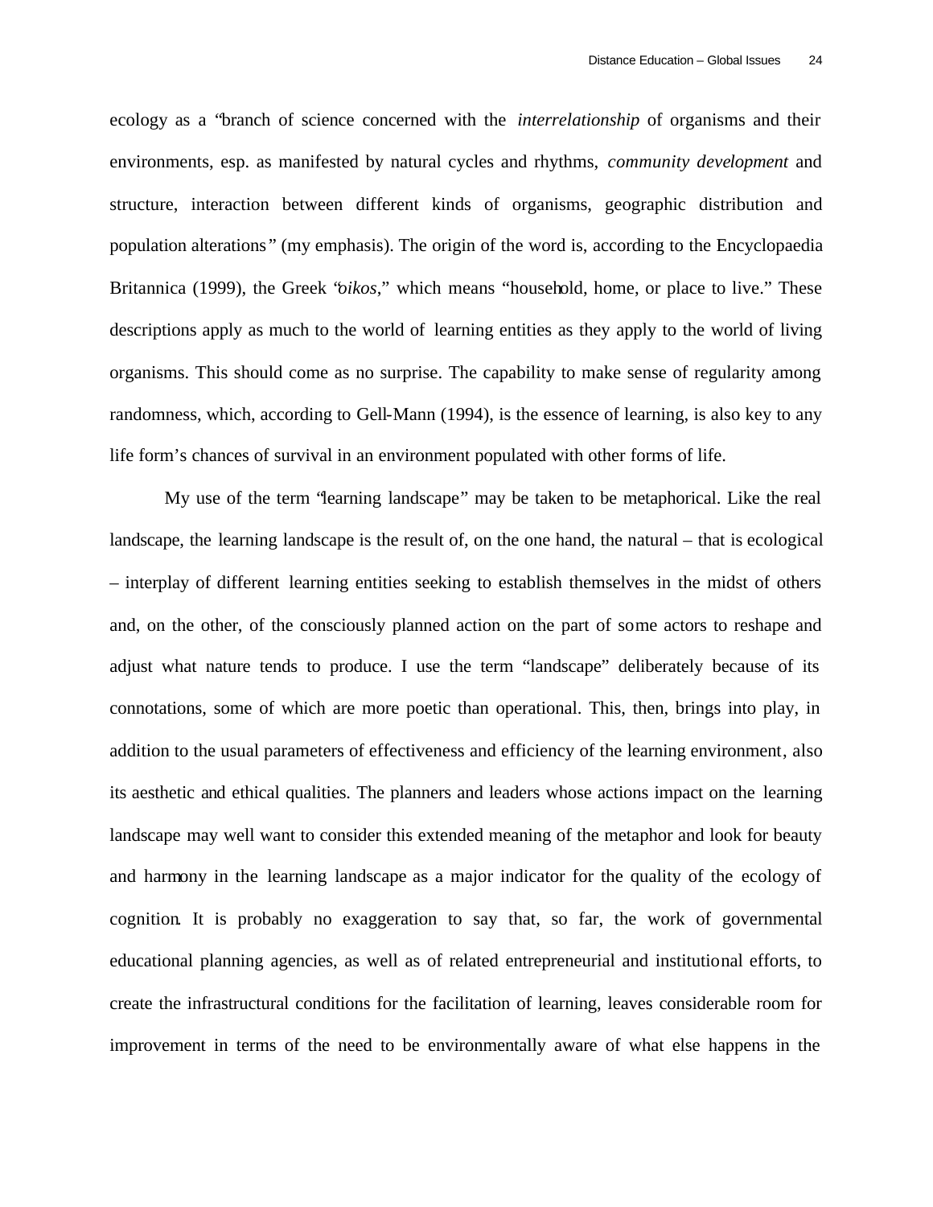ecology as a "branch of science concerned with the *interrelationship* of organisms and their environments, esp. as manifested by natural cycles and rhythms, *community development* and structure, interaction between different kinds of organisms, geographic distribution and population alterations" (my emphasis). The origin of the word is, according to the Encyclopaedia Britannica (1999), the Greek "*oikos*," which means "household, home, or place to live." These descriptions apply as much to the world of learning entities as they apply to the world of living organisms. This should come as no surprise. The capability to make sense of regularity among randomness, which, according to Gell-Mann (1994), is the essence of learning, is also key to any life form's chances of survival in an environment populated with other forms of life.

My use of the term "learning landscape" may be taken to be metaphorical. Like the real landscape, the learning landscape is the result of, on the one hand, the natural – that is ecological – interplay of different learning entities seeking to establish themselves in the midst of others and, on the other, of the consciously planned action on the part of some actors to reshape and adjust what nature tends to produce. I use the term "landscape" deliberately because of its connotations, some of which are more poetic than operational. This, then, brings into play, in addition to the usual parameters of effectiveness and efficiency of the learning environment, also its aesthetic and ethical qualities. The planners and leaders whose actions impact on the learning landscape may well want to consider this extended meaning of the metaphor and look for beauty and harmony in the learning landscape as a major indicator for the quality of the ecology of cognition. It is probably no exaggeration to say that, so far, the work of governmental educational planning agencies, as well as of related entrepreneurial and institutional efforts, to create the infrastructural conditions for the facilitation of learning, leaves considerable room for improvement in terms of the need to be environmentally aware of what else happens in the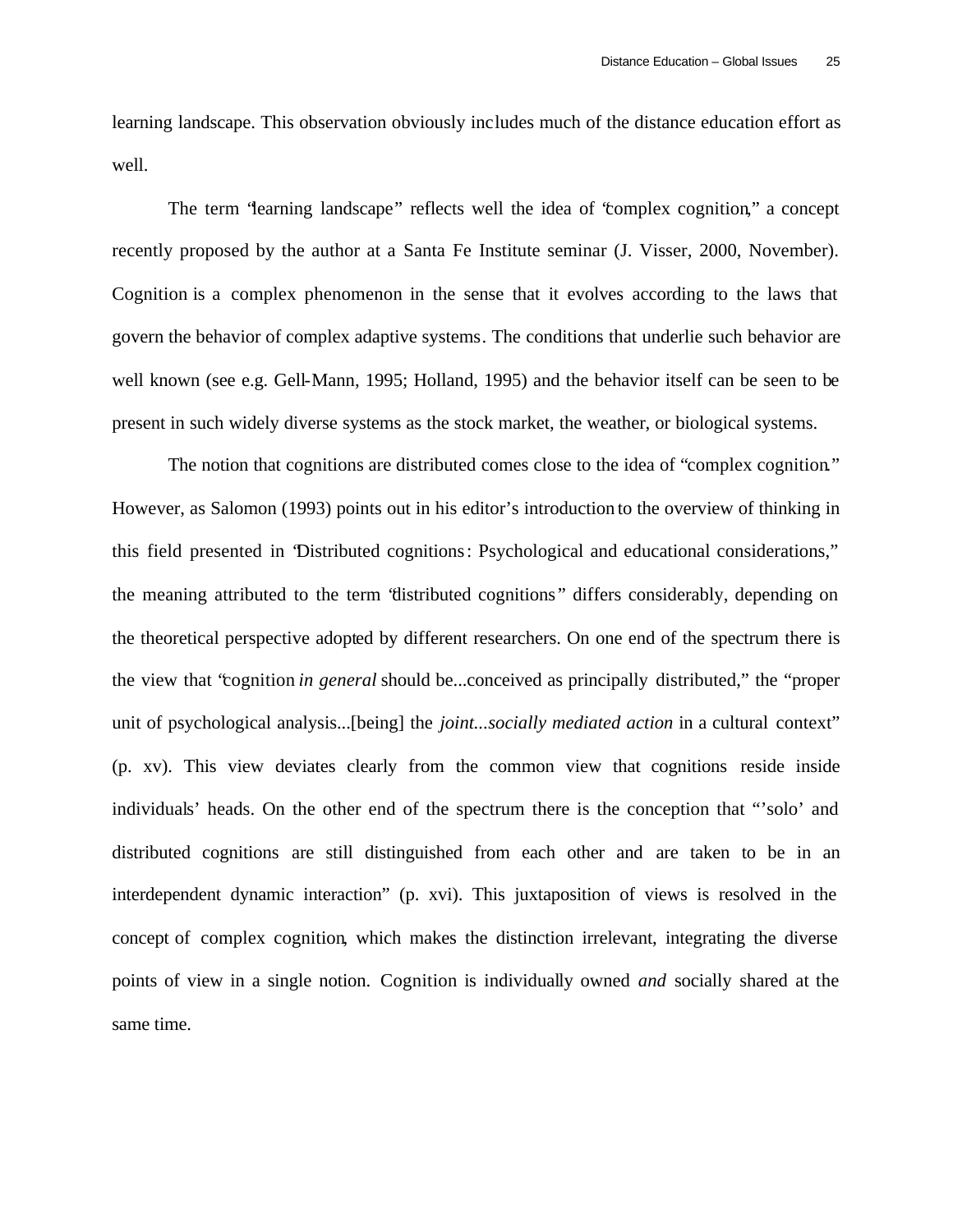learning landscape. This observation obviously includes much of the distance education effort as well.

The term "learning landscape" reflects well the idea of "complex cognition," a concept recently proposed by the author at a Santa Fe Institute seminar (J. Visser, 2000, November). Cognition is a complex phenomenon in the sense that it evolves according to the laws that govern the behavior of complex adaptive systems. The conditions that underlie such behavior are well known (see e.g. Gell-Mann, 1995; Holland, 1995) and the behavior itself can be seen to be present in such widely diverse systems as the stock market, the weather, or biological systems.

The notion that cognitions are distributed comes close to the idea of "complex cognition." However, as Salomon (1993) points out in his editor's introduction to the overview of thinking in this field presented in "Distributed cognitions: Psychological and educational considerations," the meaning attributed to the term "distributed cognitions" differs considerably, depending on the theoretical perspective adopted by different researchers. On one end of the spectrum there is the view that "cognition *in general* should be...conceived as principally distributed," the "proper unit of psychological analysis...[being] the *joint...socially mediated action* in a cultural context" (p. xv). This view deviates clearly from the common view that cognitions reside inside individuals' heads. On the other end of the spectrum there is the conception that "'solo' and distributed cognitions are still distinguished from each other and are taken to be in an interdependent dynamic interaction" (p. xvi). This juxtaposition of views is resolved in the concept of complex cognition, which makes the distinction irrelevant, integrating the diverse points of view in a single notion. Cognition is individually owned *and* socially shared at the same time.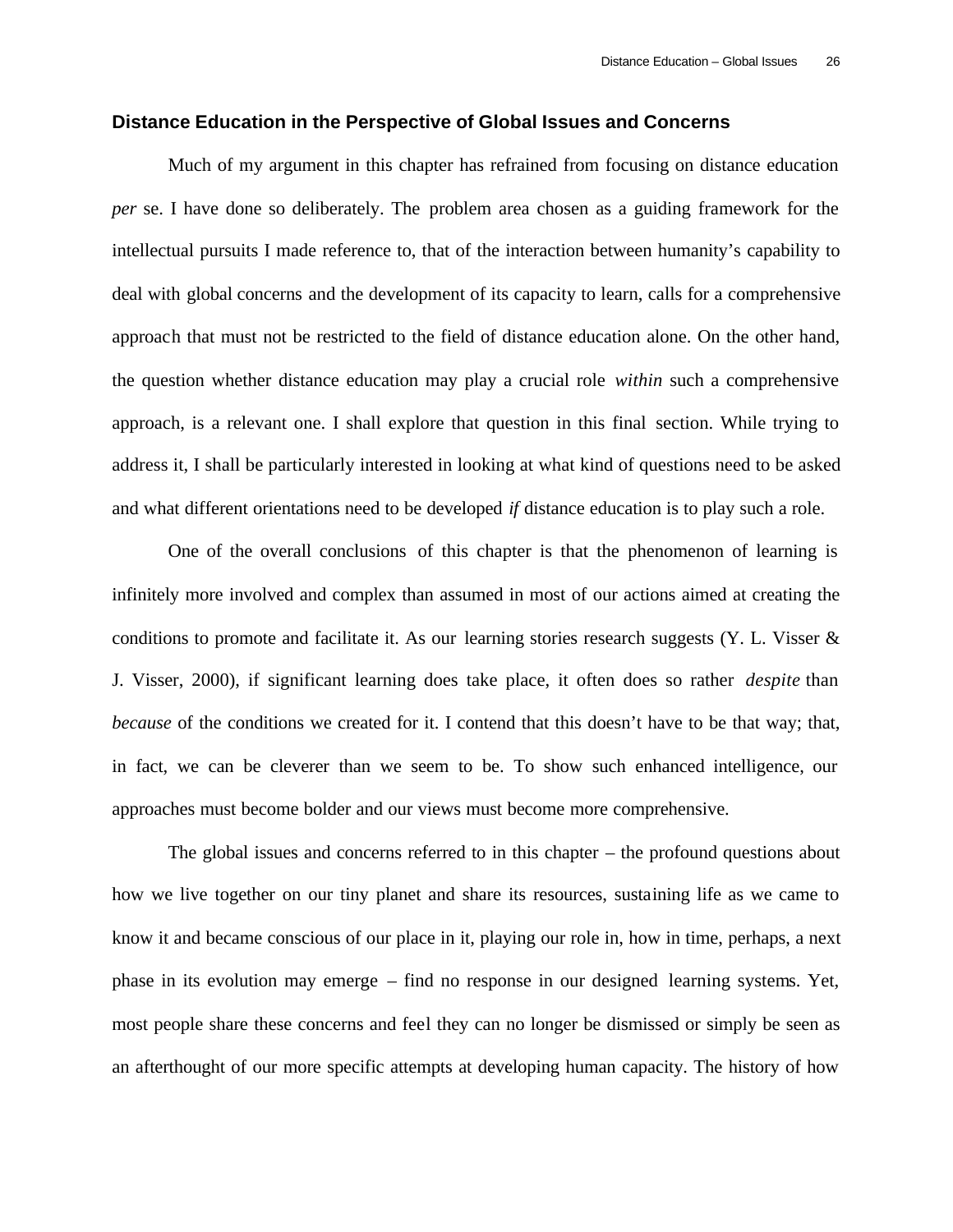## Distance Education in the Perspective of Global Issues and Concerns

Much of my argument in this chapter has refrained from focusing on distance education *per* se. I have done so deliberately. The problem area chosen as a guiding framework for the intellectual pursuits I made reference to, that of the interaction between humanity's capability to deal with global concerns and the development of its capacity to learn, calls for a comprehensive approach that must not be restricted to the field of distance education alone. On the other hand, the question whether distance education may play a crucial role *within* such a comprehensive approach, is a relevant one. I shall explore that question in this final section. While trying to address it, I shall be particularly interested in looking at what kind of questions need to be asked and what different orientations need to be developed *if* distance education is to play such a role.

One of the overall conclusions of this chapter is that the phenomenon of learning is infinitely more involved and complex than assumed in most of our actions aimed at creating the conditions to promote and facilitate it. As our learning stories research suggests (Y. L. Visser & J. Visser, 2000), if significant learning does take place, it often does so rather *despite* than *because* of the conditions we created for it. I contend that this doesn't have to be that way; that, in fact, we can be cleverer than we seem to be. To show such enhanced intelligence, our approaches must become bolder and our views must become more comprehensive.

The global issues and concerns referred to in this chapter – the profound questions about how we live together on our tiny planet and share its resources, sustaining life as we came to know it and became conscious of our place in it, playing our role in, how in time, perhaps, a next phase in its evolution may emerge – find no response in our designed learning systems. Yet, most people share these concerns and feel they can no longer be dismissed or simply be seen as an afterthought of our more specific attempts at developing human capacity. The history of how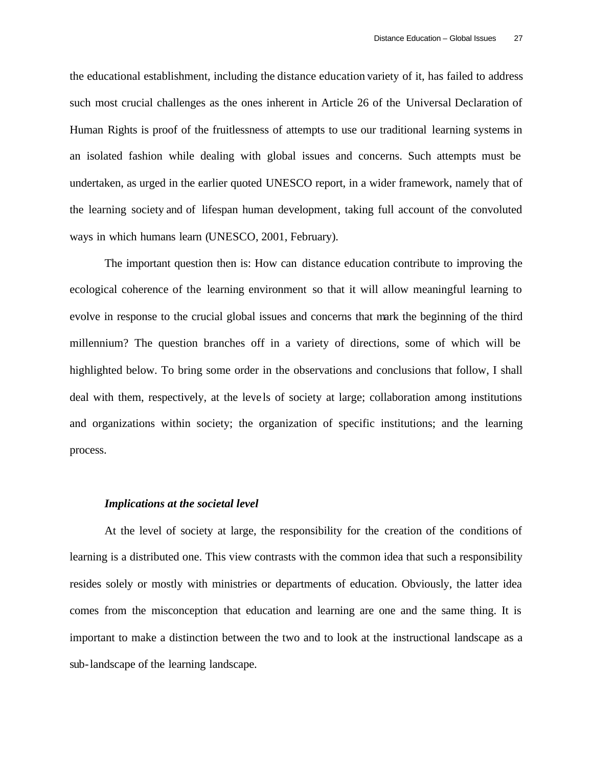the educational establishment, including the distance education variety of it, has failed to address such most crucial challenges as the ones inherent in Article 26 of the Universal Declaration of Human Rights is proof of the fruitlessness of attempts to use our traditional learning systems in an isolated fashion while dealing with global issues and concerns. Such attempts must be undertaken, as urged in the earlier quoted UNESCO report, in a wider framework, namely that of the learning society and of lifespan human development, taking full account of the convoluted ways in which humans learn (UNESCO, 2001, February).

The important question then is: How can distance education contribute to improving the ecological coherence of the learning environment so that it will allow meaningful learning to evolve in response to the crucial global issues and concerns that mark the beginning of the third millennium? The question branches off in a variety of directions, some of which will be highlighted below. To bring some order in the observations and conclusions that follow, I shall deal with them, respectively, at the levels of society at large; collaboration among institutions and organizations within society; the organization of specific institutions; and the learning process.

***Implications at the societal level***

At the level of society at large, the responsibility for the creation of the conditions of learning is a distributed one. This view contrasts with the common idea that such a responsibility resides solely or mostly with ministries or departments of education. Obviously, the latter idea comes from the misconception that education and learning are one and the same thing. It is important to make a distinction between the two and to look at the instructional landscape as a sub-landscape of the learning landscape.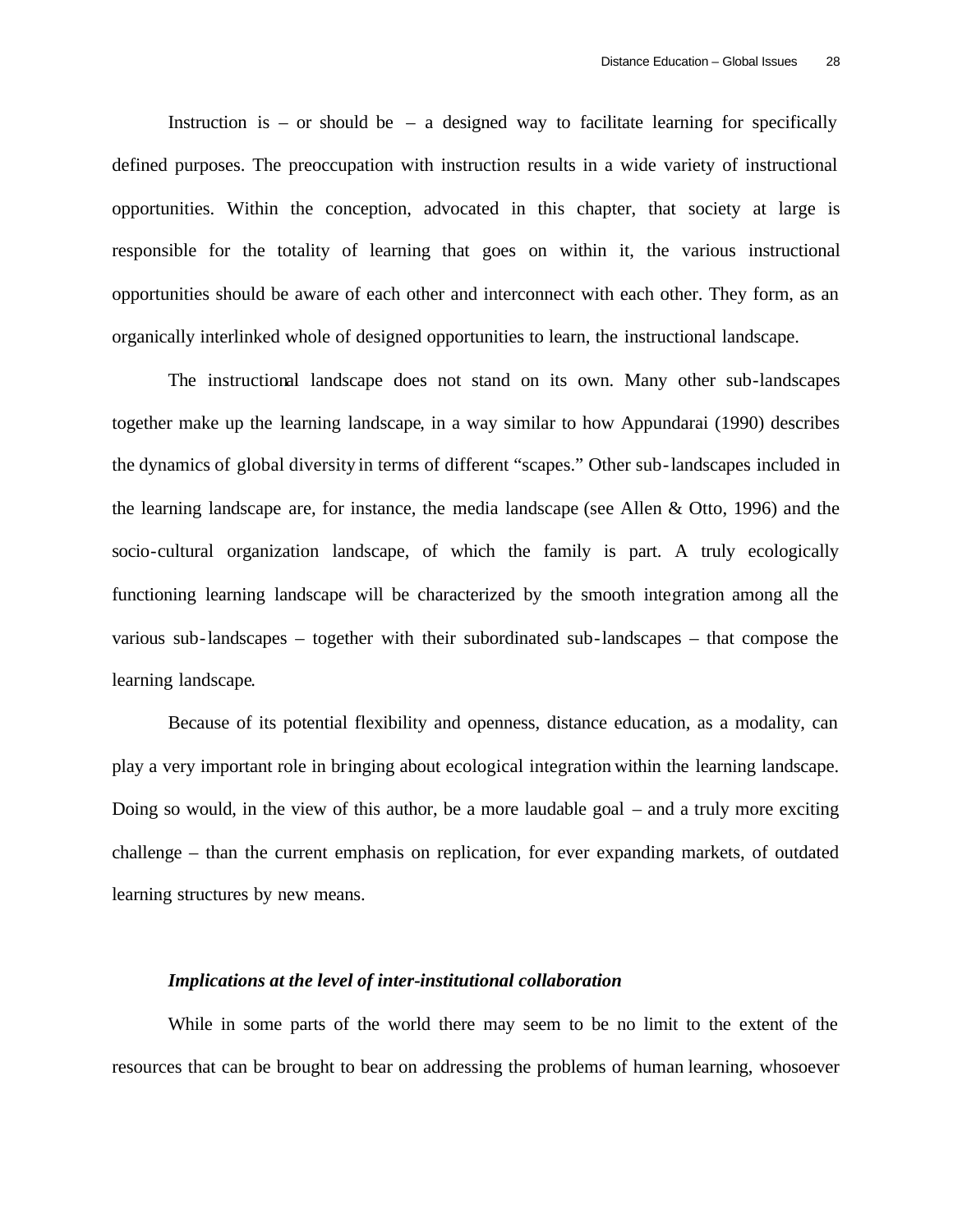Instruction is – or should be – a designed way to facilitate learning for specifically defined purposes. The preoccupation with instruction results in a wide variety of instructional opportunities. Within the conception, advocated in this chapter, that society at large is responsible for the totality of learning that goes on within it, the various instructional opportunities should be aware of each other and interconnect with each other. They form, as an organically interlinked whole of designed opportunities to learn, the instructional landscape.

The instructional landscape does not stand on its own. Many other sub-landscapes together make up the learning landscape, in a way similar to how Appundarai (1990) describes the dynamics of global diversity in terms of different "scapes." Other sub-landscapes included in the learning landscape are, for instance, the media landscape (see Allen & Otto, 1996) and the socio-cultural organization landscape, of which the family is part. A truly ecologically functioning learning landscape will be characterized by the smooth integration among all the various sub-landscapes – together with their subordinated sub-landscapes – that compose the learning landscape.

Because of its potential flexibility and openness, distance education, as a modality, can play a very important role in bringing about ecological integration within the learning landscape. Doing so would, in the view of this author, be a more laudable goal – and a truly more exciting challenge – than the current emphasis on replication, for ever expanding markets, of outdated learning structures by new means.

### *Implications at the level of inter-institutional collaboration*

While in some parts of the world there may seem to be no limit to the extent of the resources that can be brought to bear on addressing the problems of human learning, whosoever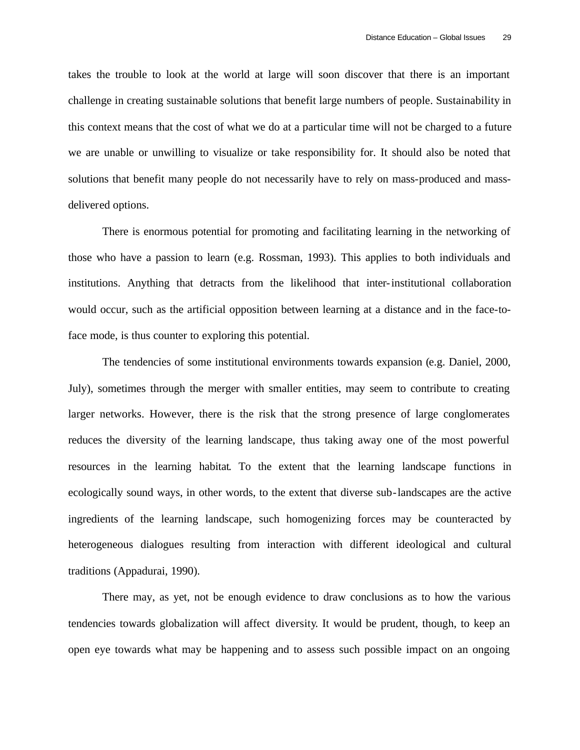takes the trouble to look at the world at large will soon discover that there is an important challenge in creating sustainable solutions that benefit large numbers of people. Sustainability in this context means that the cost of what we do at a particular time will not be charged to a future we are unable or unwilling to visualize or take responsibility for. It should also be noted that solutions that benefit many people do not necessarily have to rely on mass-produced and mass-delivered options.

There is enormous potential for promoting and facilitating learning in the networking of those who have a passion to learn (e.g. Rossman, 1993). This applies to both individuals and institutions. Anything that detracts from the likelihood that inter-institutional collaboration would occur, such as the artificial opposition between learning at a distance and in the face-to-face mode, is thus counter to exploring this potential.

The tendencies of some institutional environments towards expansion (e.g. Daniel, 2000, July), sometimes through the merger with smaller entities, may seem to contribute to creating larger networks. However, there is the risk that the strong presence of large conglomerates reduces the diversity of the learning landscape, thus taking away one of the most powerful resources in the learning habitat. To the extent that the learning landscape functions in ecologically sound ways, in other words, to the extent that diverse sub-landscapes are the active ingredients of the learning landscape, such homogenizing forces may be counteracted by heterogeneous dialogues resulting from interaction with different ideological and cultural traditions (Appadurai, 1990).

There may, as yet, not be enough evidence to draw conclusions as to how the various tendencies towards globalization will affect diversity. It would be prudent, though, to keep an open eye towards what may be happening and to assess such possible impact on an ongoing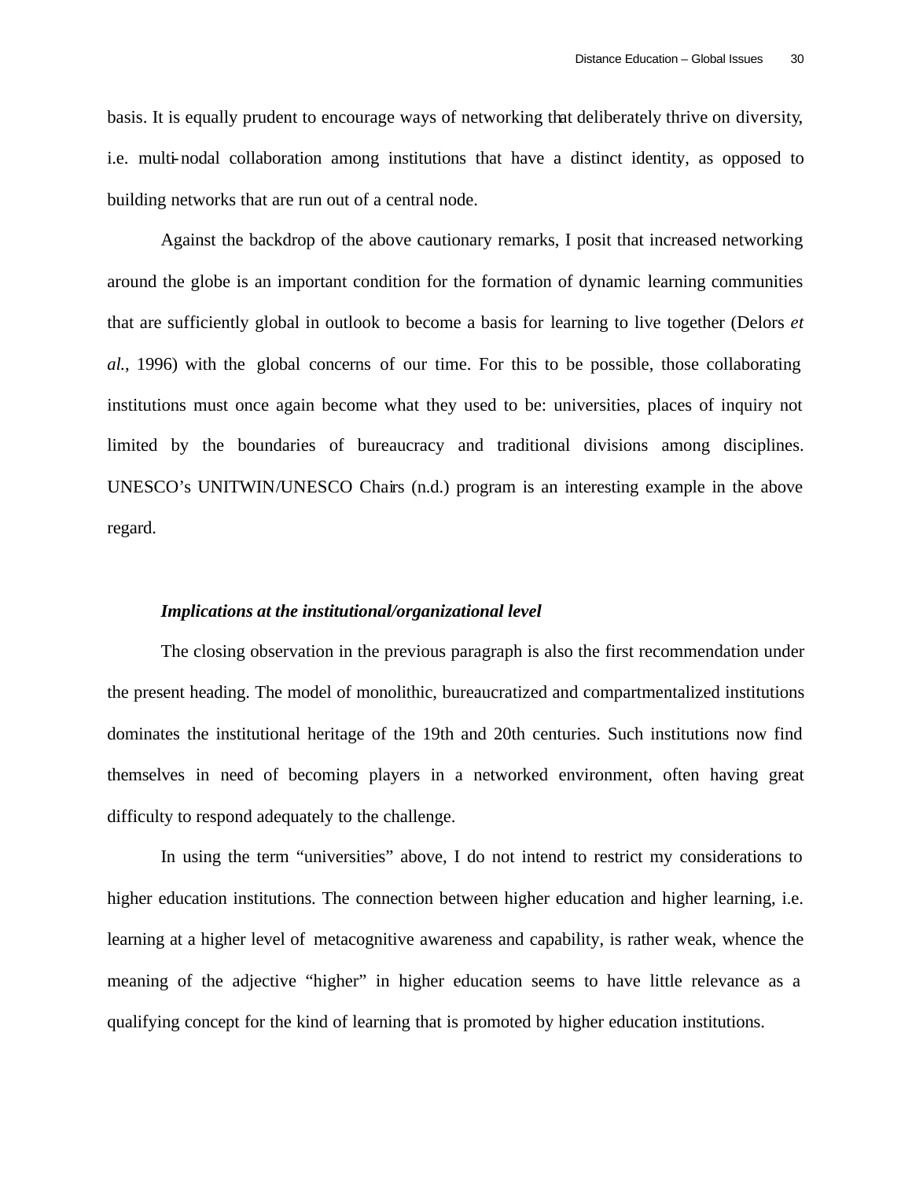basis. It is equally prudent to encourage ways of networking that deliberately thrive on diversity, i.e. multi-nodal collaboration among institutions that have a distinct identity, as opposed to building networks that are run out of a central node.

Against the backdrop of the above cautionary remarks, I posit that increased networking around the globe is an important condition for the formation of dynamic learning communities that are sufficiently global in outlook to become a basis for learning to live together (Delors *et al.*, 1996) with the global concerns of our time. For this to be possible, those collaborating institutions must once again become what they used to be: universities, places of inquiry not limited by the boundaries of bureaucracy and traditional divisions among disciplines. UNESCO's UNITWIN/UNESCO Chairs (n.d.) program is an interesting example in the above regard.

***Implications at the institutional/organizational level***

The closing observation in the previous paragraph is also the first recommendation under the present heading. The model of monolithic, bureaucratized and compartmentalized institutions dominates the institutional heritage of the 19th and 20th centuries. Such institutions now find themselves in need of becoming players in a networked environment, often having great difficulty to respond adequately to the challenge.

In using the term "universities" above, I do not intend to restrict my considerations to higher education institutions. The connection between higher education and higher learning, i.e. learning at a higher level of metacognitive awareness and capability, is rather weak, whence the meaning of the adjective "higher" in higher education seems to have little relevance as a qualifying concept for the kind of learning that is promoted by higher education institutions.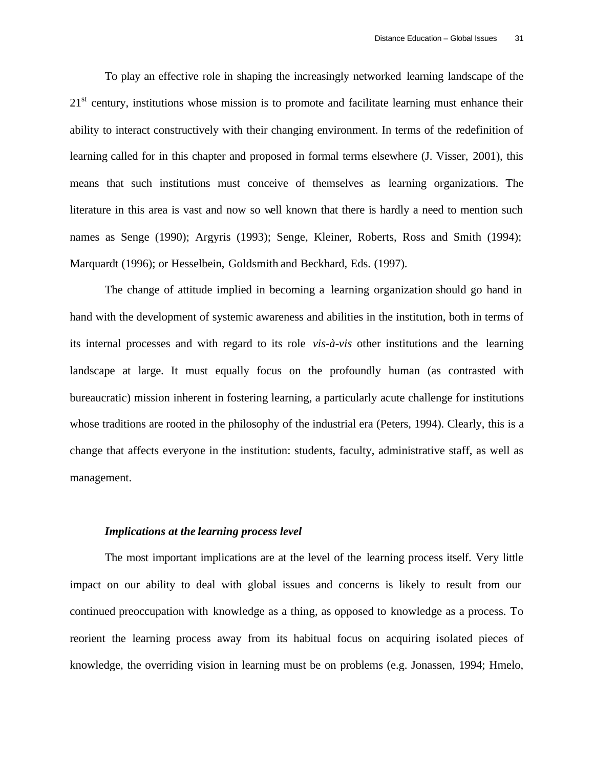To play an effective role in shaping the increasingly networked learning landscape of the 21st century, institutions whose mission is to promote and facilitate learning must enhance their ability to interact constructively with their changing environment. In terms of the redefinition of learning called for in this chapter and proposed in formal terms elsewhere (J. Visser, 2001), this means that such institutions must conceive of themselves as learning organizations. The literature in this area is vast and now so well known that there is hardly a need to mention such names as Senge (1990); Argyris (1993); Senge, Kleiner, Roberts, Ross and Smith (1994); Marquardt (1996); or Hesselbein, Goldsmith and Beckhard, Eds. (1997).

The change of attitude implied in becoming a learning organization should go hand in hand with the development of systemic awareness and abilities in the institution, both in terms of its internal processes and with regard to its role *vis-à-vis* other institutions and the learning landscape at large. It must equally focus on the profoundly human (as contrasted with bureaucratic) mission inherent in fostering learning, a particularly acute challenge for institutions whose traditions are rooted in the philosophy of the industrial era (Peters, 1994). Clearly, this is a change that affects everyone in the institution: students, faculty, administrative staff, as well as management.

### *Implications at the learning process level*

The most important implications are at the level of the learning process itself. Very little impact on our ability to deal with global issues and concerns is likely to result from our continued preoccupation with knowledge as a thing, as opposed to knowledge as a process. To reorient the learning process away from its habitual focus on acquiring isolated pieces of knowledge, the overriding vision in learning must be on problems (e.g. Jonassen, 1994; Hmelo,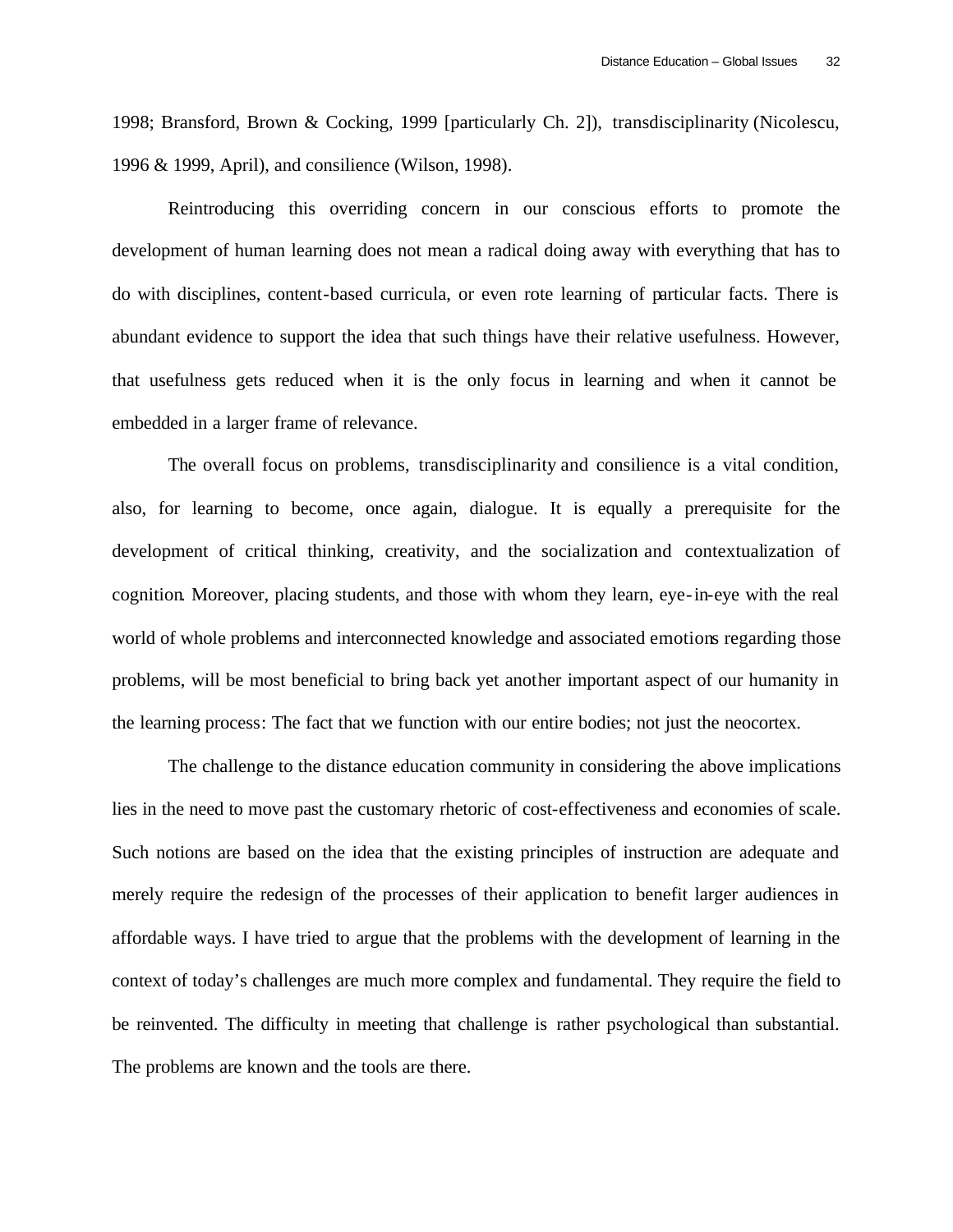1998; Bransford, Brown & Cocking, 1999 [particularly Ch. 2]), transdisciplinarity (Nicolescu, 1996 & 1999, April), and consilience (Wilson, 1998).

Reintroducing this overriding concern in our conscious efforts to promote the development of human learning does not mean a radical doing away with everything that has to do with disciplines, content-based curricula, or even rote learning of particular facts. There is abundant evidence to support the idea that such things have their relative usefulness. However, that usefulness gets reduced when it is the only focus in learning and when it cannot be embedded in a larger frame of relevance.

The overall focus on problems, transdisciplinarity and consilience is a vital condition, also, for learning to become, once again, dialogue. It is equally a prerequisite for the development of critical thinking, creativity, and the socialization and contextualization of cognition. Moreover, placing students, and those with whom they learn, eye-in-eye with the real world of whole problems and interconnected knowledge and associated emotions regarding those problems, will be most beneficial to bring back yet another important aspect of our humanity in the learning process: The fact that we function with our entire bodies; not just the neocortex.

The challenge to the distance education community in considering the above implications lies in the need to move past the customary rhetoric of cost-effectiveness and economies of scale. Such notions are based on the idea that the existing principles of instruction are adequate and merely require the redesign of the processes of their application to benefit larger audiences in affordable ways. I have tried to argue that the problems with the development of learning in the context of today's challenges are much more complex and fundamental. They require the field to be reinvented. The difficulty in meeting that challenge is rather psychological than substantial. The problems are known and the tools are there.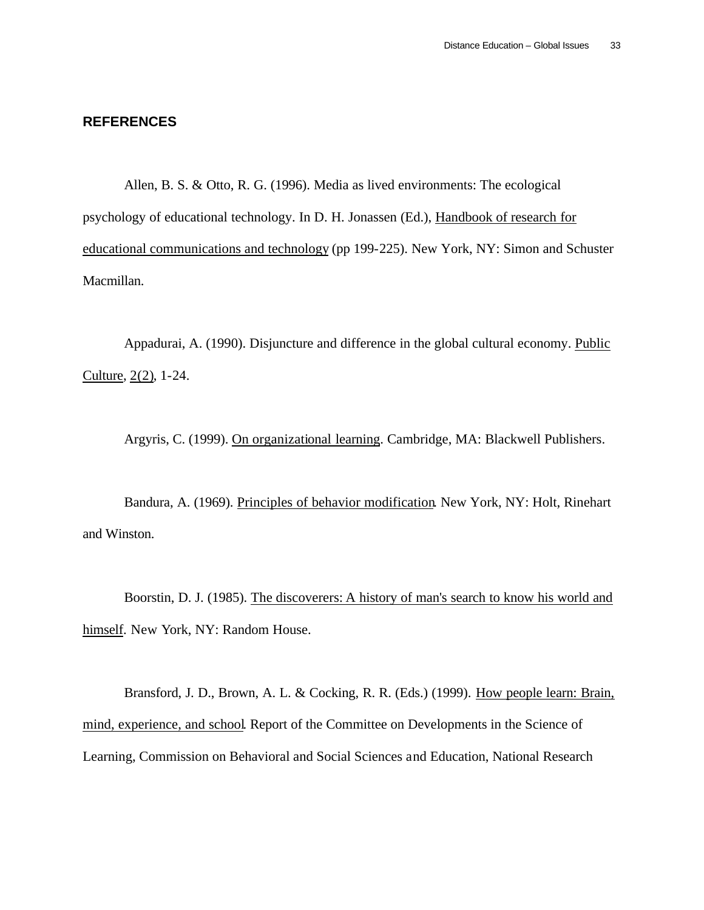## REFERENCES

Allen, B. S. & Otto, R. G. (1996). Media as lived environments: The ecological psychology of educational technology. In D. H. Jonassen (Ed.), Handbook of research for educational communications and technology (pp 199-225). New York, NY: Simon and Schuster Macmillan.

Appadurai, A. (1990). Disjuncture and difference in the global cultural economy. Public Culture, 2(2), 1-24.

Argyris, C. (1999). On organizational learning. Cambridge, MA: Blackwell Publishers.

Bandura, A. (1969). Principles of behavior modification. New York, NY: Holt, Rinehart and Winston.

Boorstin, D. J. (1985). The discoverers: A history of man's search to know his world and himself. New York, NY: Random House.

Bransford, J. D., Brown, A. L. & Cocking, R. R. (Eds.) (1999). How people learn: Brain, mind, experience, and school. Report of the Committee on Developments in the Science of Learning, Commission on Behavioral and Social Sciences and Education, National Research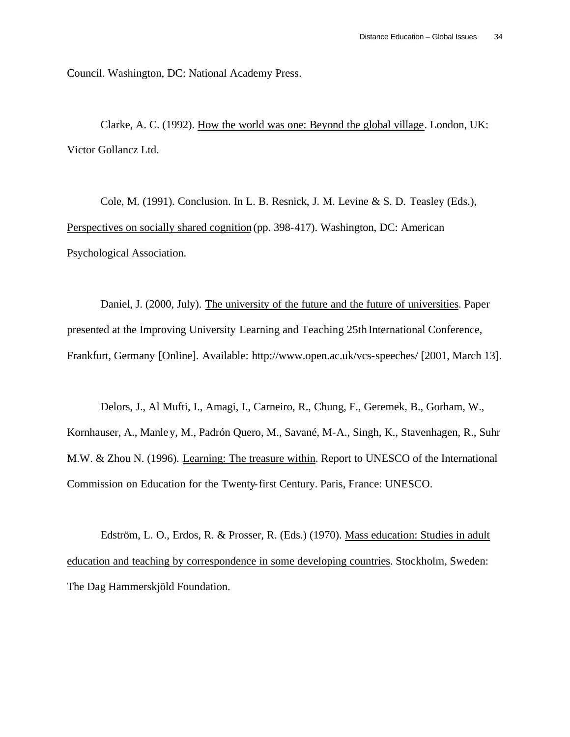Council. Washington, DC: National Academy Press.

Clarke, A. C. (1992). How the world was one: Beyond the global village. London, UK: Victor Gollancz Ltd.

Cole, M. (1991). Conclusion. In L. B. Resnick, J. M. Levine & S. D. Teasley (Eds.), Perspectives on socially shared cognition (pp. 398-417). Washington, DC: American Psychological Association.

Daniel, J. (2000, July). The university of the future and the future of universities. Paper presented at the Improving University Learning and Teaching 25th International Conference, Frankfurt, Germany [Online]. Available: http://www.open.ac.uk/vcs-speeches/ [2001, March 13].

Delors, J., Al Mufti, I., Amagi, I., Carneiro, R., Chung, F., Geremek, B., Gorham, W., Kornhauser, A., Manley, M., Padrón Quero, M., Savané, M-A., Singh, K., Stavenhagen, R., Suhr M.W. & Zhou N. (1996). Learning: The treasure within. Report to UNESCO of the International Commission on Education for the Twenty-first Century. Paris, France: UNESCO.

Edström, L. O., Erdos, R. & Prosser, R. (Eds.) (1970). Mass education: Studies in adult education and teaching by correspondence in some developing countries. Stockholm, Sweden: The Dag Hammerskjöld Foundation.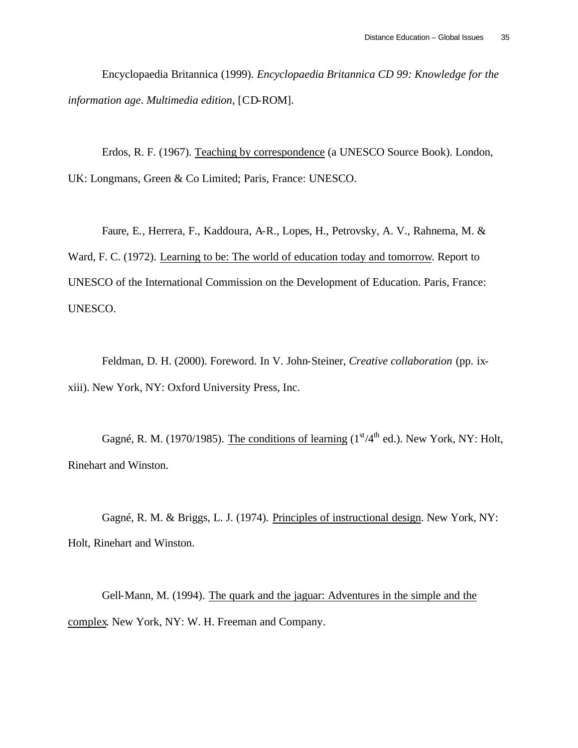Encyclopaedia Britannica (1999). *Encyclopaedia Britannica CD 99: Knowledge for the information age*. *Multimedia edition*, [CD-ROM].

Erdos, R. F. (1967). Teaching by correspondence (a UNESCO Source Book). London, UK: Longmans, Green & Co Limited; Paris, France: UNESCO.

Faure, E., Herrera, F., Kaddoura, A-R., Lopes, H., Petrovsky, A. V., Rahnema, M. & Ward, F. C. (1972). Learning to be: The world of education today and tomorrow. Report to UNESCO of the International Commission on the Development of Education. Paris, France: UNESCO.

Feldman, D. H. (2000). Foreword. In V. John-Steiner, *Creative collaboration* (pp. ix-xiii). New York, NY: Oxford University Press, Inc.

Gagné, R. M. (1970/1985). The conditions of learning (1st/4th ed.). New York, NY: Holt, Rinehart and Winston.

Gagné, R. M. & Briggs, L. J. (1974). Principles of instructional design. New York, NY: Holt, Rinehart and Winston.

Gell-Mann, M. (1994). The quark and the jaguar: Adventures in the simple and the complex. New York, NY: W. H. Freeman and Company.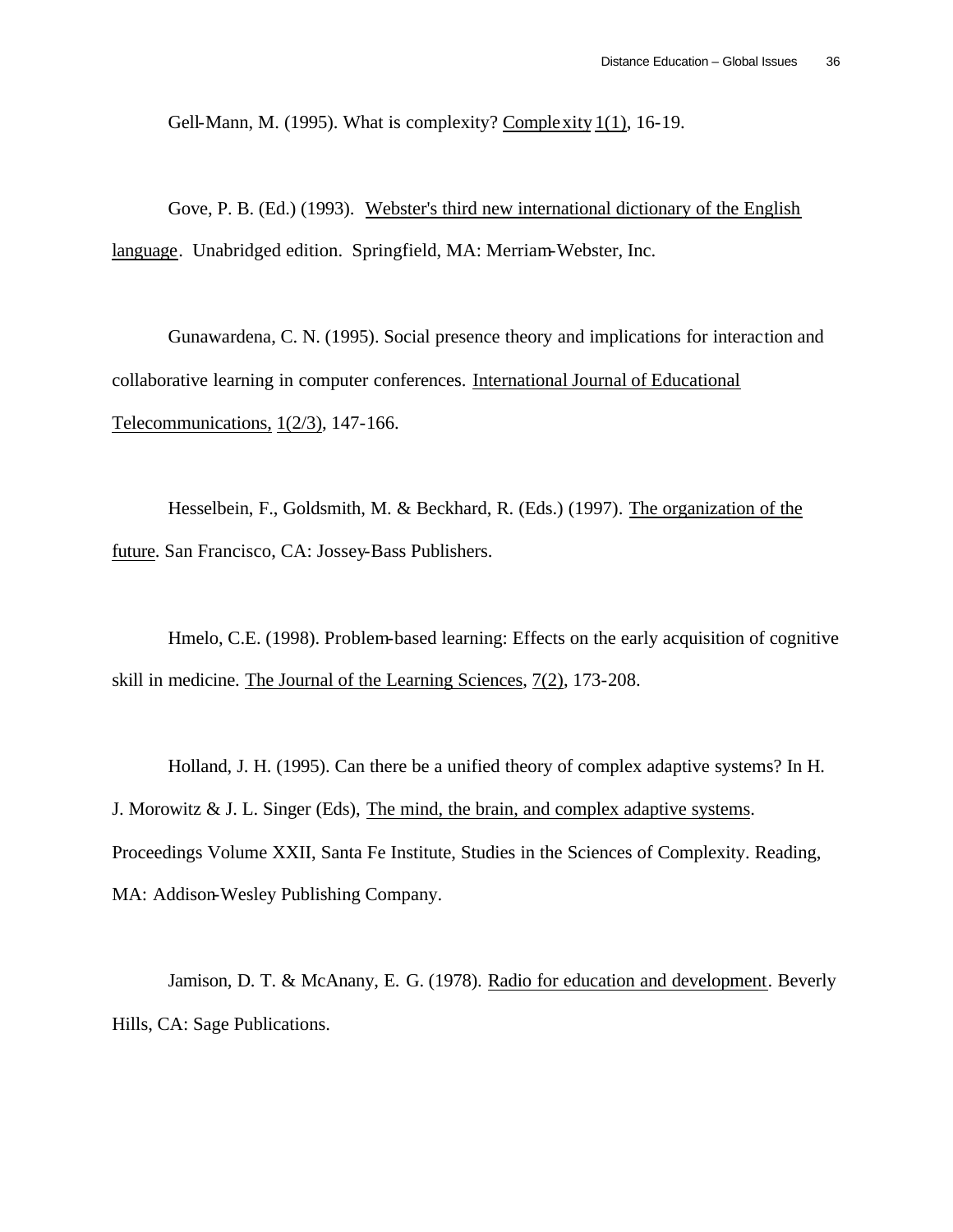Gell-Mann, M. (1995). What is complexity? Complexity 1(1), 16-19.

Gove, P. B. (Ed.) (1993). Webster's third new international dictionary of the English language. Unabridged edition. Springfield, MA: Merriam-Webster, Inc.

Gunawardena, C. N. (1995). Social presence theory and implications for interaction and collaborative learning in computer conferences. International Journal of Educational Telecommunications, 1(2/3), 147-166.

Hesselbein, F., Goldsmith, M. & Beckhard, R. (Eds.) (1997). The organization of the future. San Francisco, CA: Jossey-Bass Publishers.

Hmelo, C.E. (1998). Problem-based learning: Effects on the early acquisition of cognitive skill in medicine. The Journal of the Learning Sciences, 7(2), 173-208.

Holland, J. H. (1995). Can there be a unified theory of complex adaptive systems? In H. J. Morowitz & J. L. Singer (Eds), The mind, the brain, and complex adaptive systems. Proceedings Volume XXII, Santa Fe Institute, Studies in the Sciences of Complexity. Reading, MA: Addison-Wesley Publishing Company.

Jamison, D. T. & McAnany, E. G. (1978). Radio for education and development. Beverly Hills, CA: Sage Publications.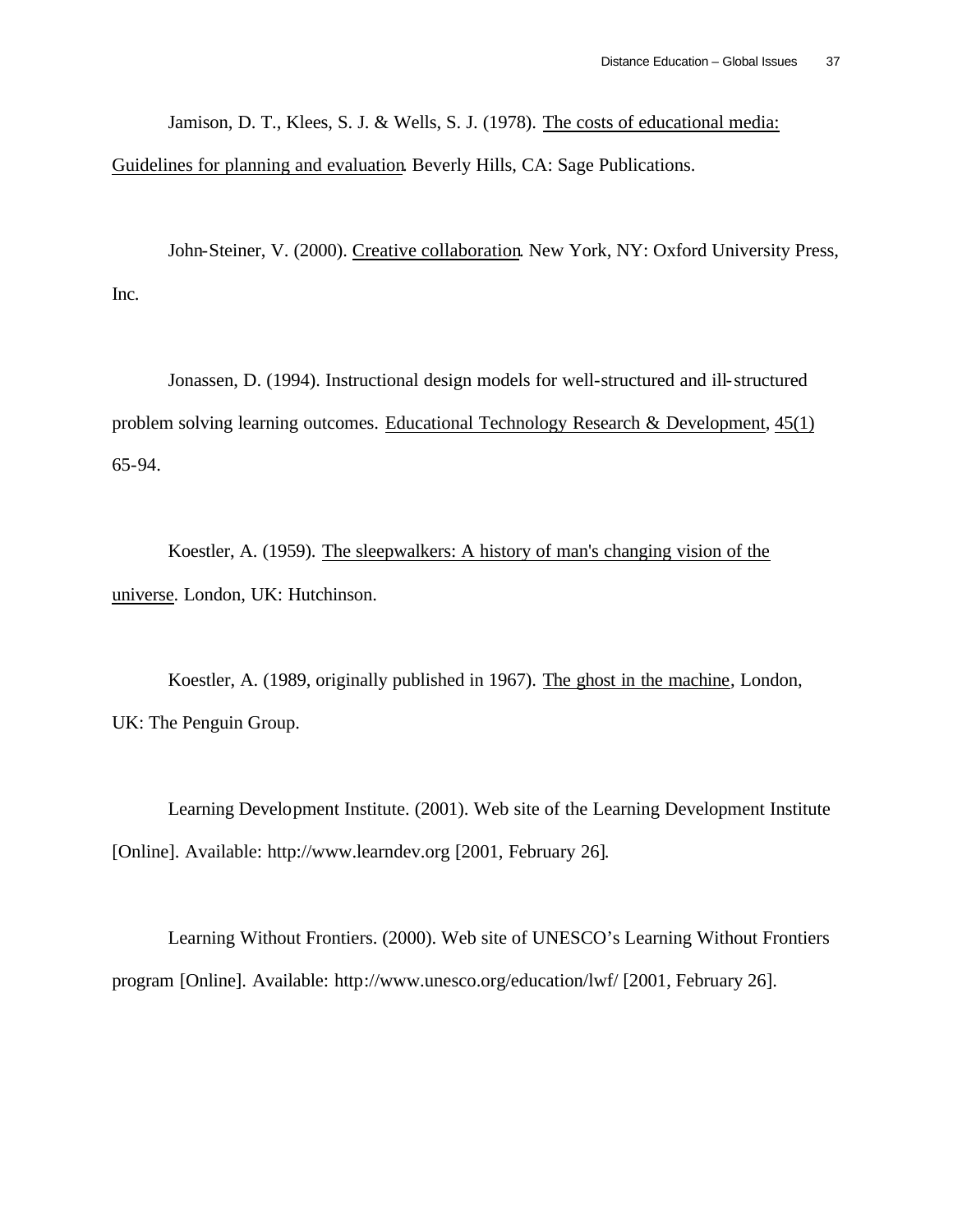Jamison, D. T., Klees, S. J. & Wells, S. J. (1978). The costs of educational media: Guidelines for planning and evaluation. Beverly Hills, CA: Sage Publications.

John-Steiner, V. (2000). Creative collaboration. New York, NY: Oxford University Press, Inc.

Jonassen, D. (1994). Instructional design models for well-structured and ill-structured problem solving learning outcomes. Educational Technology Research & Development, 45(1) 65-94.

Koestler, A. (1959). The sleepwalkers: A history of man's changing vision of the universe. London, UK: Hutchinson.

Koestler, A. (1989, originally published in 1967). The ghost in the machine, London, UK: The Penguin Group.

Learning Development Institute. (2001). Web site of the Learning Development Institute [Online]. Available: http://www.learndev.org [2001, February 26].

Learning Without Frontiers. (2000). Web site of UNESCO's Learning Without Frontiers program [Online]. Available: http://www.unesco.org/education/lwf/ [2001, February 26].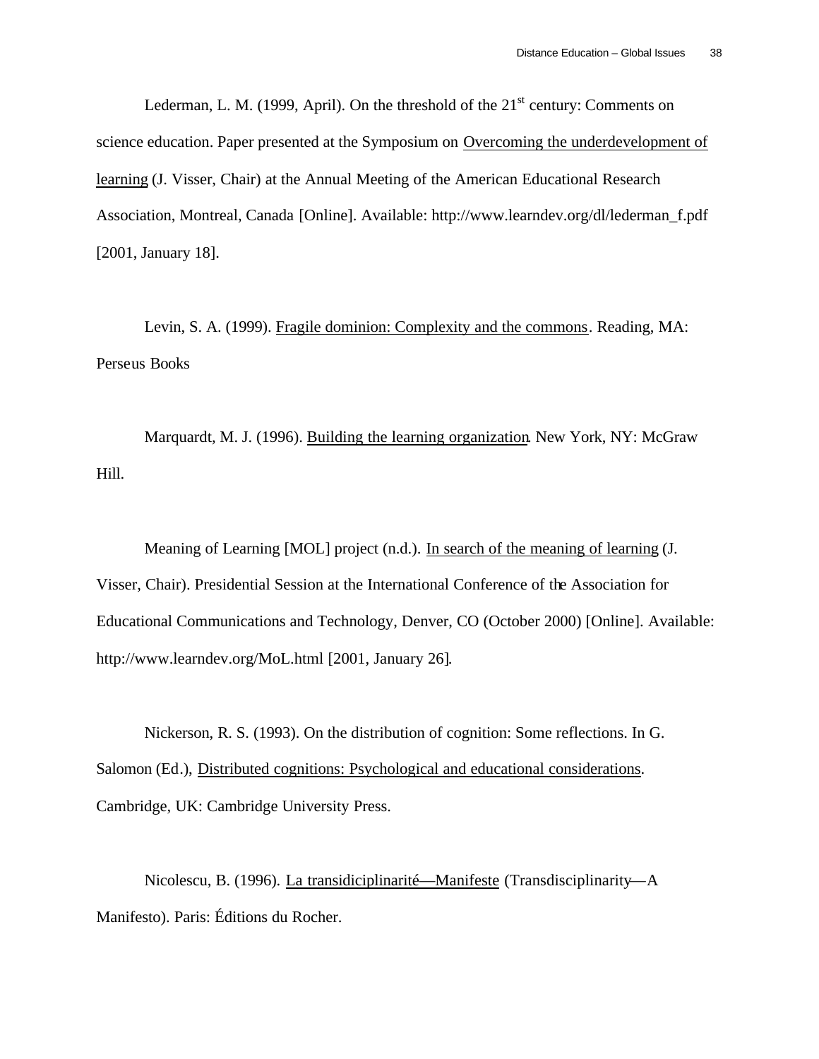Lederman, L. M. (1999, April). On the threshold of the 21st century: Comments on science education. Paper presented at the Symposium on <u>Overcoming the underdevelopment of learning</u> (J. Visser, Chair) at the Annual Meeting of the American Educational Research Association, Montreal, Canada [Online]. Available: http://www.learndev.org/dl/lederman_f.pdf [2001, January 18].

Levin, S. A. (1999). <u>Fragile dominion: Complexity and the commons</u>. Reading, MA: Perseus Books

Marquardt, M. J. (1996). <u>Building the learning organization</u>. New York, NY: McGraw Hill.

Meaning of Learning [MOL] project (n.d.). <u>In search of the meaning of learning</u> (J. Visser, Chair). Presidential Session at the International Conference of the Association for Educational Communications and Technology, Denver, CO (October 2000) [Online]. Available: http://www.learndev.org/MoL.html [2001, January 26].

Nickerson, R. S. (1993). On the distribution of cognition: Some reflections. In G. Salomon (Ed.), <u>Distributed cognitions: Psychological and educational considerations</u>. Cambridge, UK: Cambridge University Press.

Nicolescu, B. (1996). <u>La transidiciplinarité—Manifeste</u> (Transdisciplinarity—A Manifesto). Paris: Éditions du Rocher.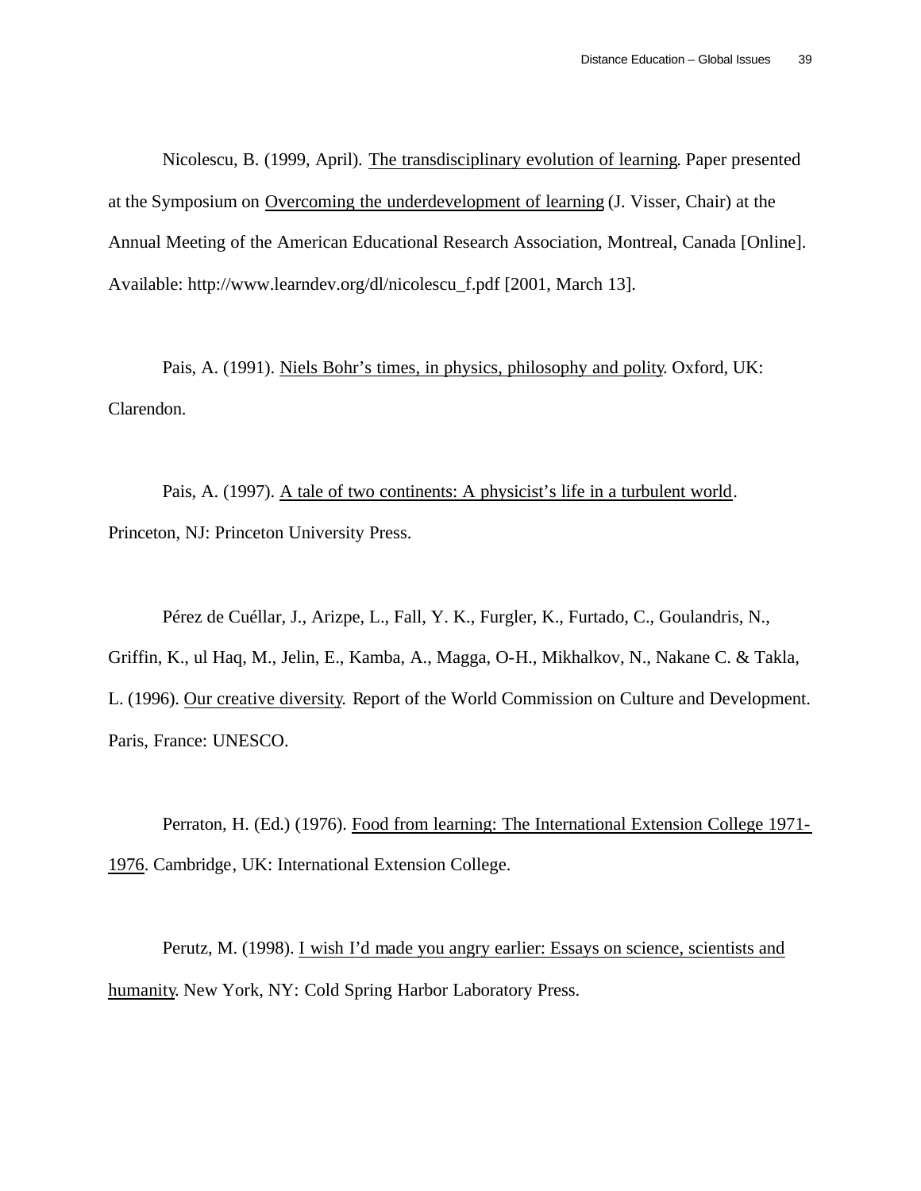Nicolescu, B. (1999, April). The transdisciplinary evolution of learning. Paper presented at the Symposium on Overcoming the underdevelopment of learning (J. Visser, Chair) at the Annual Meeting of the American Educational Research Association, Montreal, Canada [Online]. Available: http://www.learndev.org/dl/nicolescu_f.pdf [2001, March 13].

Pais, A. (1991). Niels Bohr's times, in physics, philosophy and polity. Oxford, UK: Clarendon.

Pais, A. (1997). A tale of two continents: A physicist's life in a turbulent world. Princeton, NJ: Princeton University Press.

Pérez de Cuéllar, J., Arizpe, L., Fall, Y. K., Furgler, K., Furtado, C., Goulandris, N., Griffin, K., ul Haq, M., Jelin, E., Kamba, A., Magga, O-H., Mikhalkov, N., Nakane C. & Takla, L. (1996). Our creative diversity. Report of the World Commission on Culture and Development. Paris, France: UNESCO.

Perraton, H. (Ed.) (1976). Food from learning: The International Extension College 1971-1976. Cambridge, UK: International Extension College.

Perutz, M. (1998). I wish I'd made you angry earlier: Essays on science, scientists and humanity. New York, NY: Cold Spring Harbor Laboratory Press.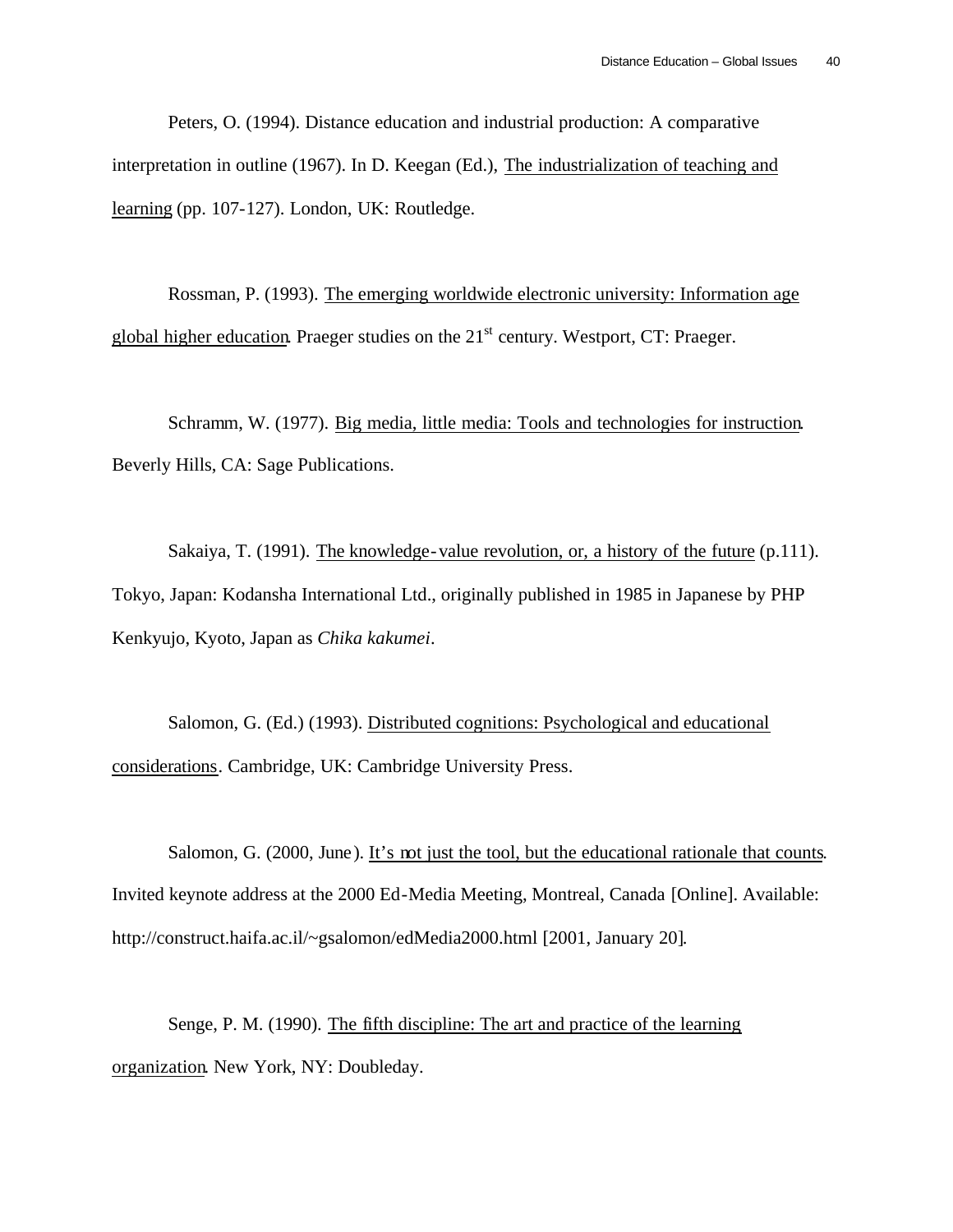Peters, O. (1994). Distance education and industrial production: A comparative interpretation in outline (1967). In D. Keegan (Ed.), The industrialization of teaching and learning (pp. 107-127). London, UK: Routledge.

Rossman, P. (1993). The emerging worldwide electronic university: Information age global higher education. Praeger studies on the $21^{st}$ century. Westport, CT: Praeger.

Schramm, W. (1977). Big media, little media: Tools and technologies for instruction. Beverly Hills, CA: Sage Publications.

Sakaiya, T. (1991). The knowledge-value revolution, or, a history of the future (p.111). Tokyo, Japan: Kodansha International Ltd., originally published in 1985 in Japanese by PHP Kenkyujo, Kyoto, Japan as *Chika kakumei*.

Salomon, G. (Ed.) (1993). Distributed cognitions: Psychological and educational considerations. Cambridge, UK: Cambridge University Press.

Salomon, G. (2000, June). It's not just the tool, but the educational rationale that counts. Invited keynote address at the 2000 Ed-Media Meeting, Montreal, Canada [Online]. Available: http://construct.haifa.ac.il/~gsalomon/edMedia2000.html [2001, January 20].

Senge, P. M. (1990). The fifth discipline: The art and practice of the learning organization. New York, NY: Doubleday.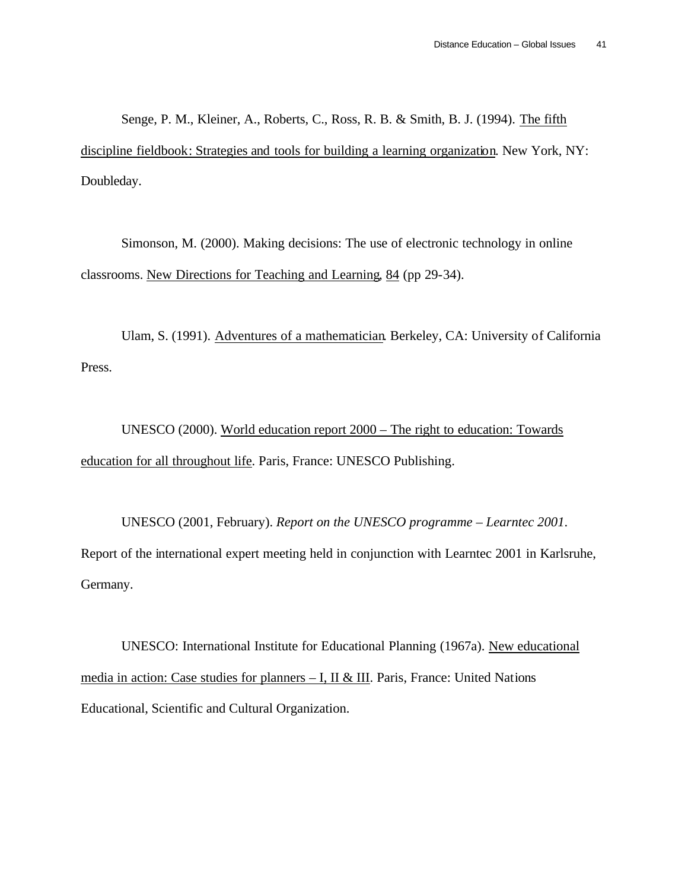Senge, P. M., Kleiner, A., Roberts, C., Ross, R. B. & Smith, B. J. (1994). The fifth discipline fieldbook: Strategies and tools for building a learning organization. New York, NY: Doubleday.

Simonson, M. (2000). Making decisions: The use of electronic technology in online classrooms. New Directions for Teaching and Learning, 84 (pp 29-34).

Ulam, S. (1991). Adventures of a mathematician. Berkeley, CA: University of California Press.

UNESCO (2000). World education report 2000 – The right to education: Towards education for all throughout life. Paris, France: UNESCO Publishing.

UNESCO (2001, February). *Report on the UNESCO programme – Learntec 2001*. Report of the international expert meeting held in conjunction with Learntec 2001 in Karlsruhe, Germany.

UNESCO: International Institute for Educational Planning (1967a). New educational media in action: Case studies for planners – I, II & III. Paris, France: United Nations Educational, Scientific and Cultural Organization.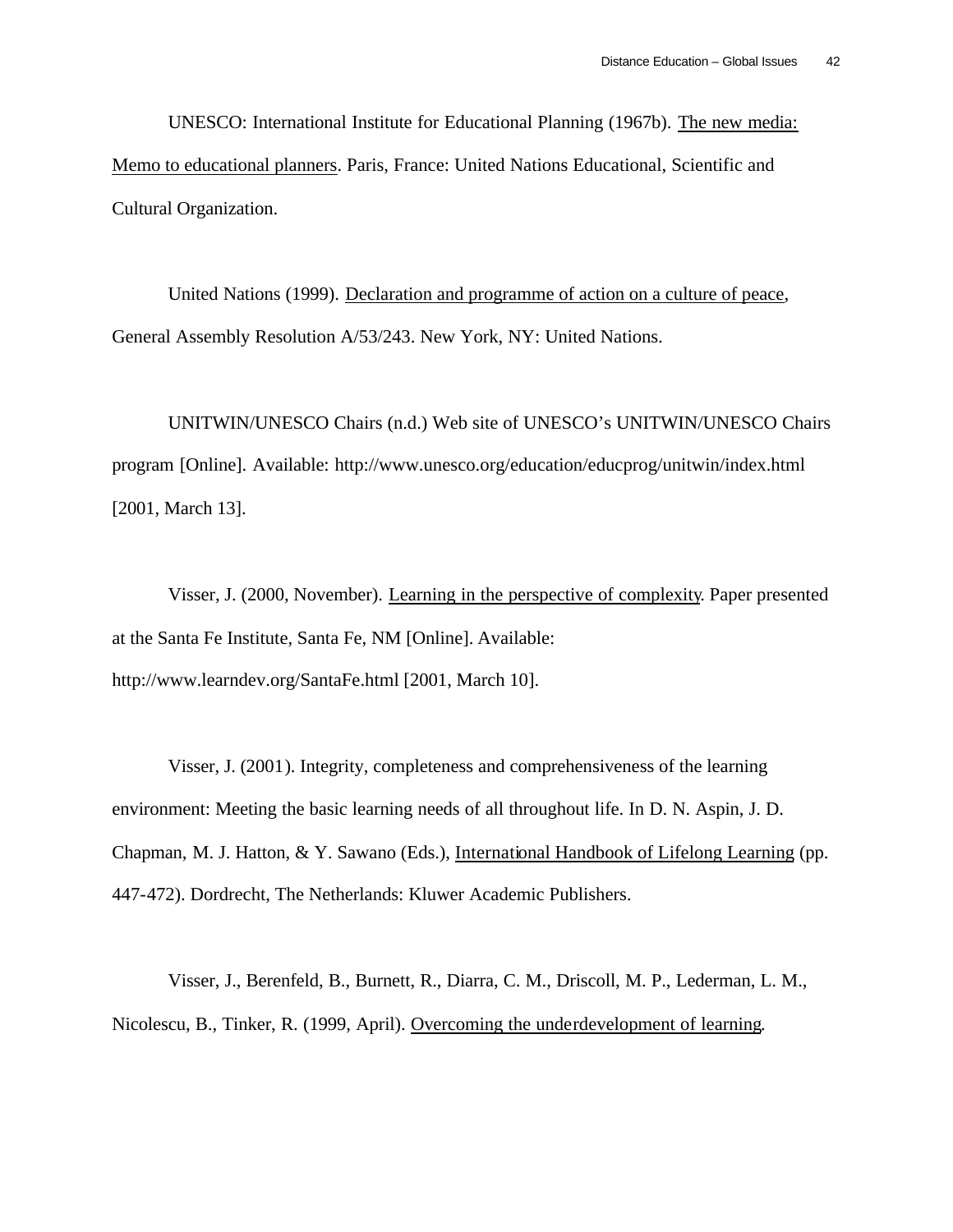UNESCO: International Institute for Educational Planning (1967b). The new media: Memo to educational planners. Paris, France: United Nations Educational, Scientific and Cultural Organization.

United Nations (1999). Declaration and programme of action on a culture of peace, General Assembly Resolution A/53/243. New York, NY: United Nations.

UNITWIN/UNESCO Chairs (n.d.) Web site of UNESCO's UNITWIN/UNESCO Chairs program [Online]. Available: http://www.unesco.org/education/educprog/unitwin/index.html [2001, March 13].

Visser, J. (2000, November). Learning in the perspective of complexity. Paper presented at the Santa Fe Institute, Santa Fe, NM [Online]. Available: http://www.learndev.org/SantaFe.html [2001, March 10].

Visser, J. (2001). Integrity, completeness and comprehensiveness of the learning environment: Meeting the basic learning needs of all throughout life. In D. N. Aspin, J. D. Chapman, M. J. Hatton, & Y. Sawano (Eds.), International Handbook of Lifelong Learning (pp. 447-472). Dordrecht, The Netherlands: Kluwer Academic Publishers.

Visser, J., Berenfeld, B., Burnett, R., Diarra, C. M., Driscoll, M. P., Lederman, L. M., Nicolescu, B., Tinker, R. (1999, April). Overcoming the underdevelopment of learning.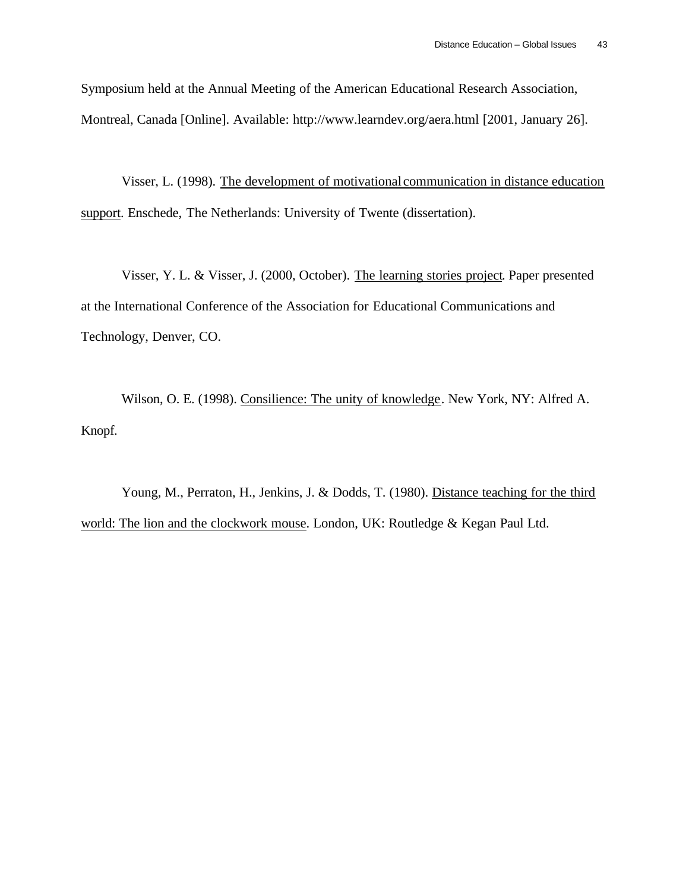Symposium held at the Annual Meeting of the American Educational Research Association, Montreal, Canada [Online]. Available: http://www.learndev.org/aera.html [2001, January 26].

Visser, L. (1998). The development of motivational communication in distance education support. Enschede, The Netherlands: University of Twente (dissertation).

Visser, Y. L. & Visser, J. (2000, October). The learning stories project. Paper presented at the International Conference of the Association for Educational Communications and Technology, Denver, CO.

Wilson, O. E. (1998). Consilience: The unity of knowledge. New York, NY: Alfred A. Knopf.

Young, M., Perraton, H., Jenkins, J. & Dodds, T. (1980). Distance teaching for the third world: The lion and the clockwork mouse. London, UK: Routledge & Kegan Paul Ltd.